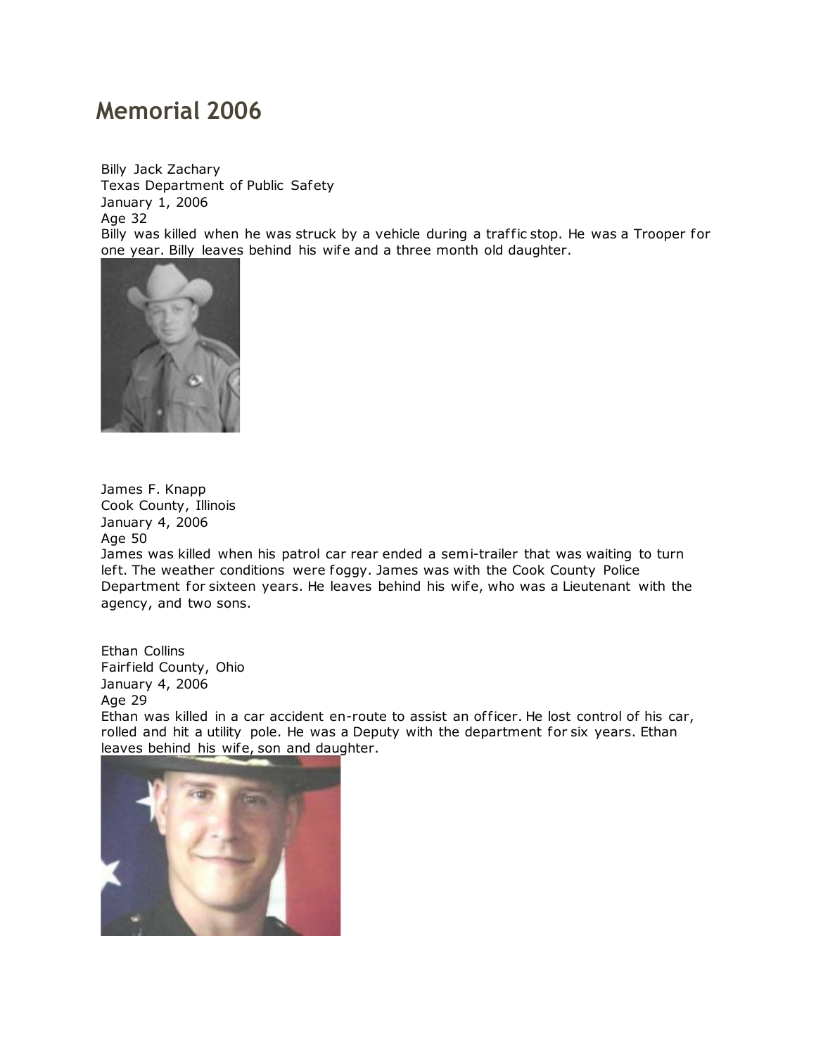# Memorial 2006

Billy Jack Zachary
Texas Department of Public Safety
January 1, 2006
Age 32
Billy was killed when he was struck by a vehicle during a traffic stop. He was a Trooper for one year. Billy leaves behind his wife and a three month old daughter.

James F. Knapp
Cook County, Illinois
January 4, 2006
Age 50
James was killed when his patrol car rear ended a semi-trailer that was waiting to turn left. The weather conditions were foggy. James was with the Cook County Police Department for sixteen years. He leaves behind his wife, who was a Lieutenant with the agency, and two sons.

Ethan Collins
Fairfield County, Ohio
January 4, 2006
Age 29
Ethan was killed in a car accident en-route to assist an officer. He lost control of his car, rolled and hit a utility pole. He was a Deputy with the department for six years. Ethan leaves behind his wife, son and daughter.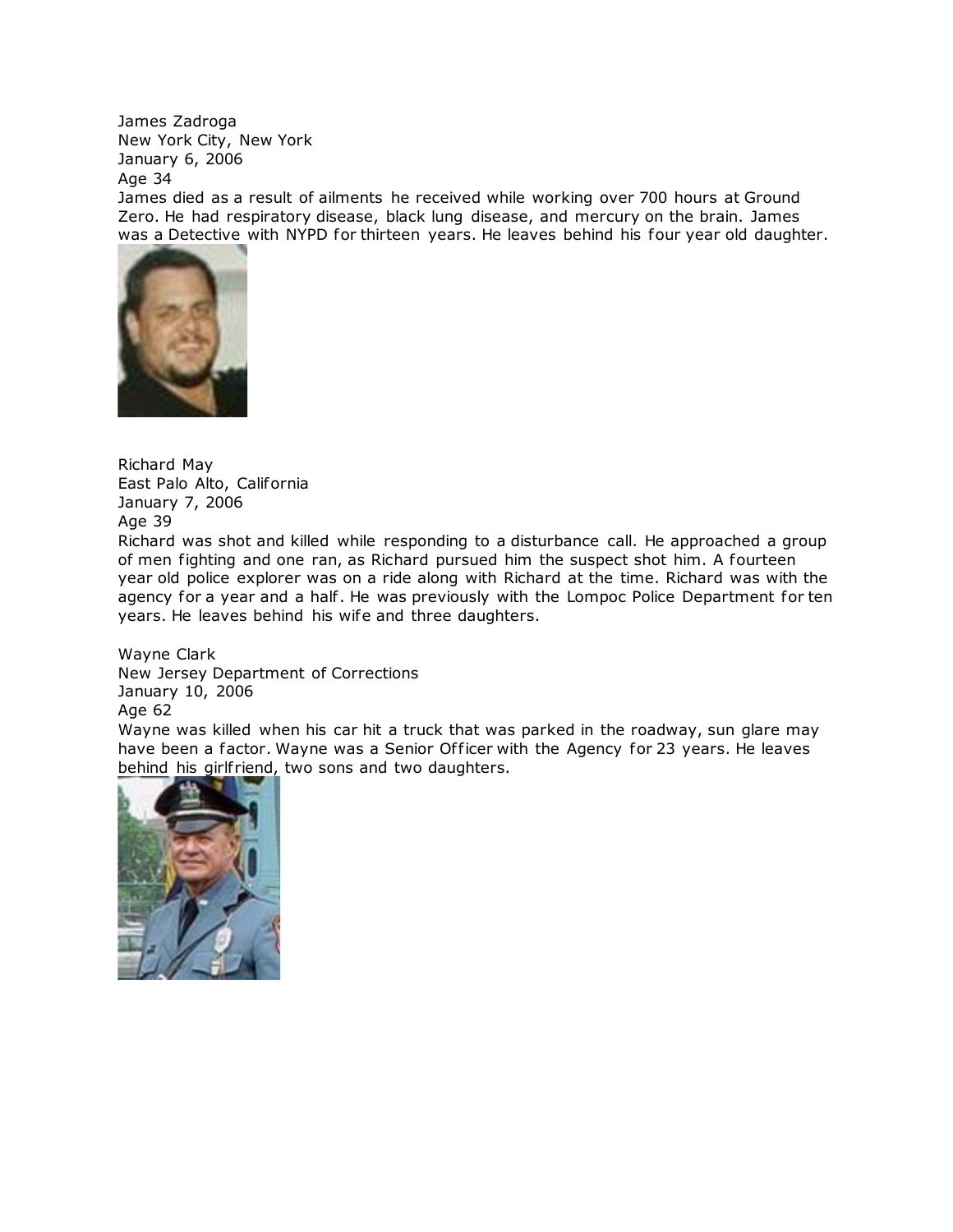James Zadroga
New York City, New York
January 6, 2006
Age 34
James died as a result of ailments he received while working over 700 hours at Ground Zero. He had respiratory disease, black lung disease, and mercury on the brain. James was a Detective with NYPD for thirteen years. He leaves behind his four year old daughter.

Richard May
East Palo Alto, California
January 7, 2006
Age 39
Richard was shot and killed while responding to a disturbance call. He approached a group of men fighting and one ran, as Richard pursued him the suspect shot him. A fourteen year old police explorer was on a ride along with Richard at the time. Richard was with the agency for a year and a half. He was previously with the Lompoc Police Department for ten years. He leaves behind his wife and three daughters.

Wayne Clark
New Jersey Department of Corrections
January 10, 2006
Age 62
Wayne was killed when his car hit a truck that was parked in the roadway, sun glare may have been a factor. Wayne was a Senior Officer with the Agency for 23 years. He leaves behind his girlfriend, two sons and two daughters.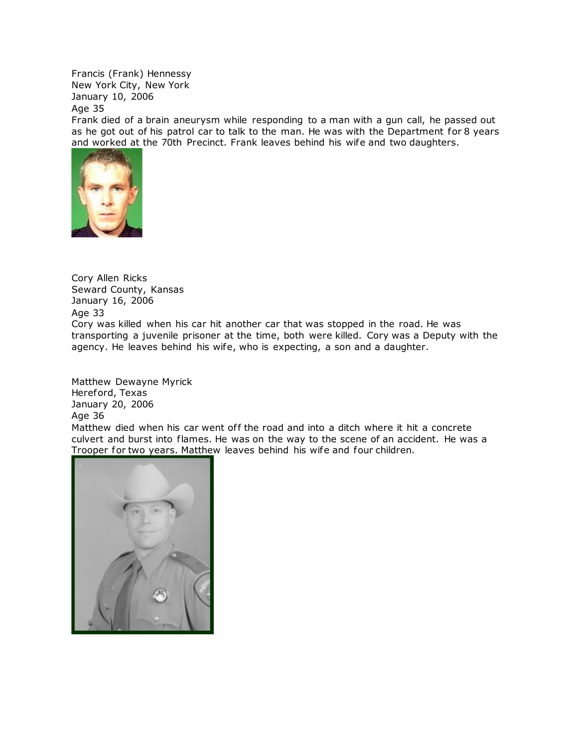Francis (Frank) Hennessy
New York City, New York
January 10, 2006
Age 35
Frank died of a brain aneurysm while responding to a man with a gun call, he passed out as he got out of his patrol car to talk to the man. He was with the Department for 8 years and worked at the 70th Precinct. Frank leaves behind his wife and two daughters.

Cory Allen Ricks
Seward County, Kansas
January 16, 2006
Age 33
Cory was killed when his car hit another car that was stopped in the road. He was transporting a juvenile prisoner at the time, both were killed. Cory was a Deputy with the agency. He leaves behind his wife, who is expecting, a son and a daughter.

Matthew Dewayne Myrick
Hereford, Texas
January 20, 2006
Age 36
Matthew died when his car went off the road and into a ditch where it hit a concrete culvert and burst into flames. He was on the way to the scene of an accident. He was a Trooper for two years. Matthew leaves behind his wife and four children.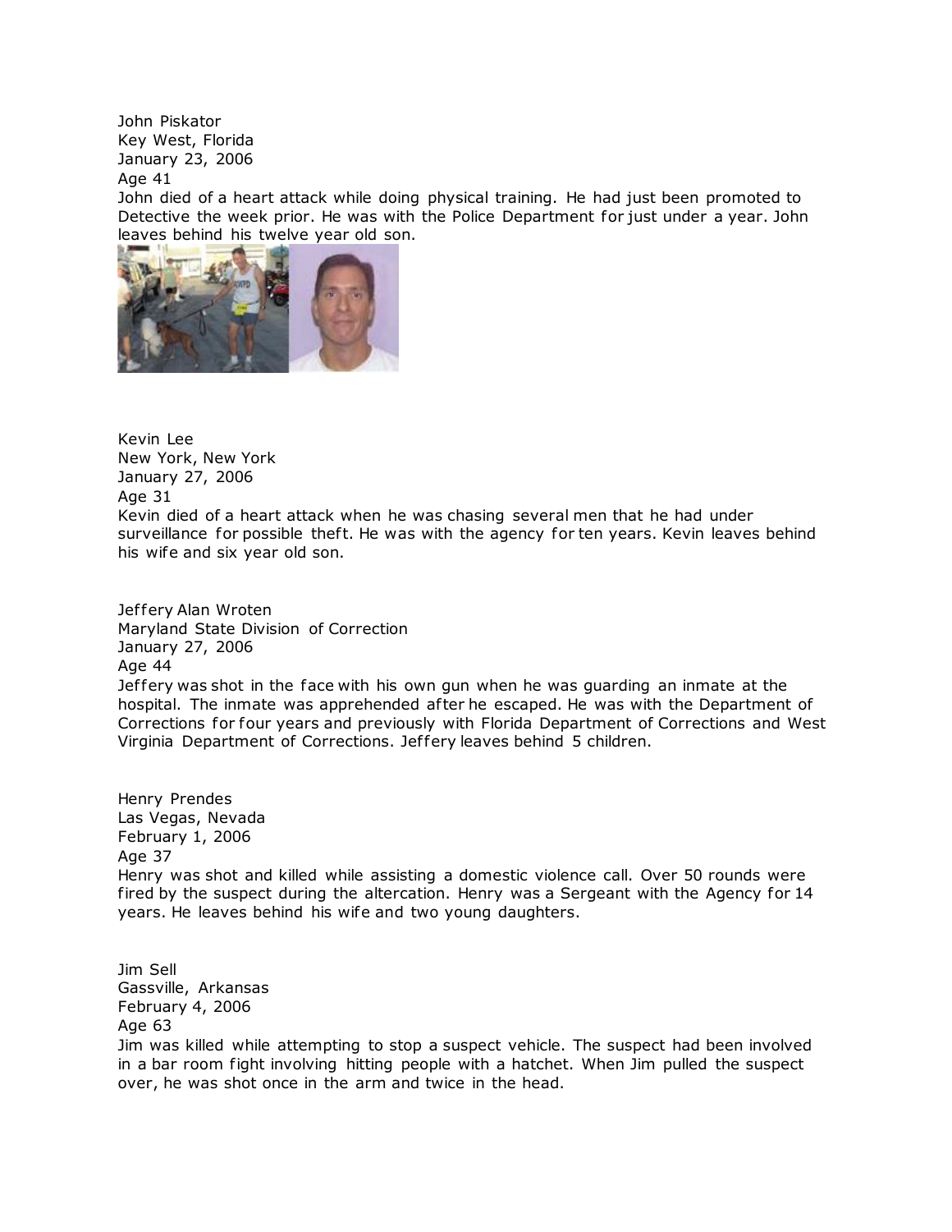John Piskator
Key West, Florida
January 23, 2006
Age 41
John died of a heart attack while doing physical training. He had just been promoted to Detective the week prior. He was with the Police Department for just under a year. John leaves behind his twelve year old son.

Kevin Lee
New York, New York
January 27, 2006
Age 31
Kevin died of a heart attack when he was chasing several men that he had under surveillance for possible theft. He was with the agency for ten years. Kevin leaves behind his wife and six year old son.

Jeffery Alan Wroten
Maryland State Division of Correction
January 27, 2006
Age 44
Jeffery was shot in the face with his own gun when he was guarding an inmate at the hospital. The inmate was apprehended after he escaped. He was with the Department of Corrections for four years and previously with Florida Department of Corrections and West Virginia Department of Corrections. Jeffery leaves behind 5 children.

Henry Prendes
Las Vegas, Nevada
February 1, 2006
Age 37
Henry was shot and killed while assisting a domestic violence call. Over 50 rounds were fired by the suspect during the altercation. Henry was a Sergeant with the Agency for 14 years. He leaves behind his wife and two young daughters.

Jim Sell
Gassville, Arkansas
February 4, 2006
Age 63
Jim was killed while attempting to stop a suspect vehicle. The suspect had been involved in a bar room fight involving hitting people with a hatchet. When Jim pulled the suspect over, he was shot once in the arm and twice in the head.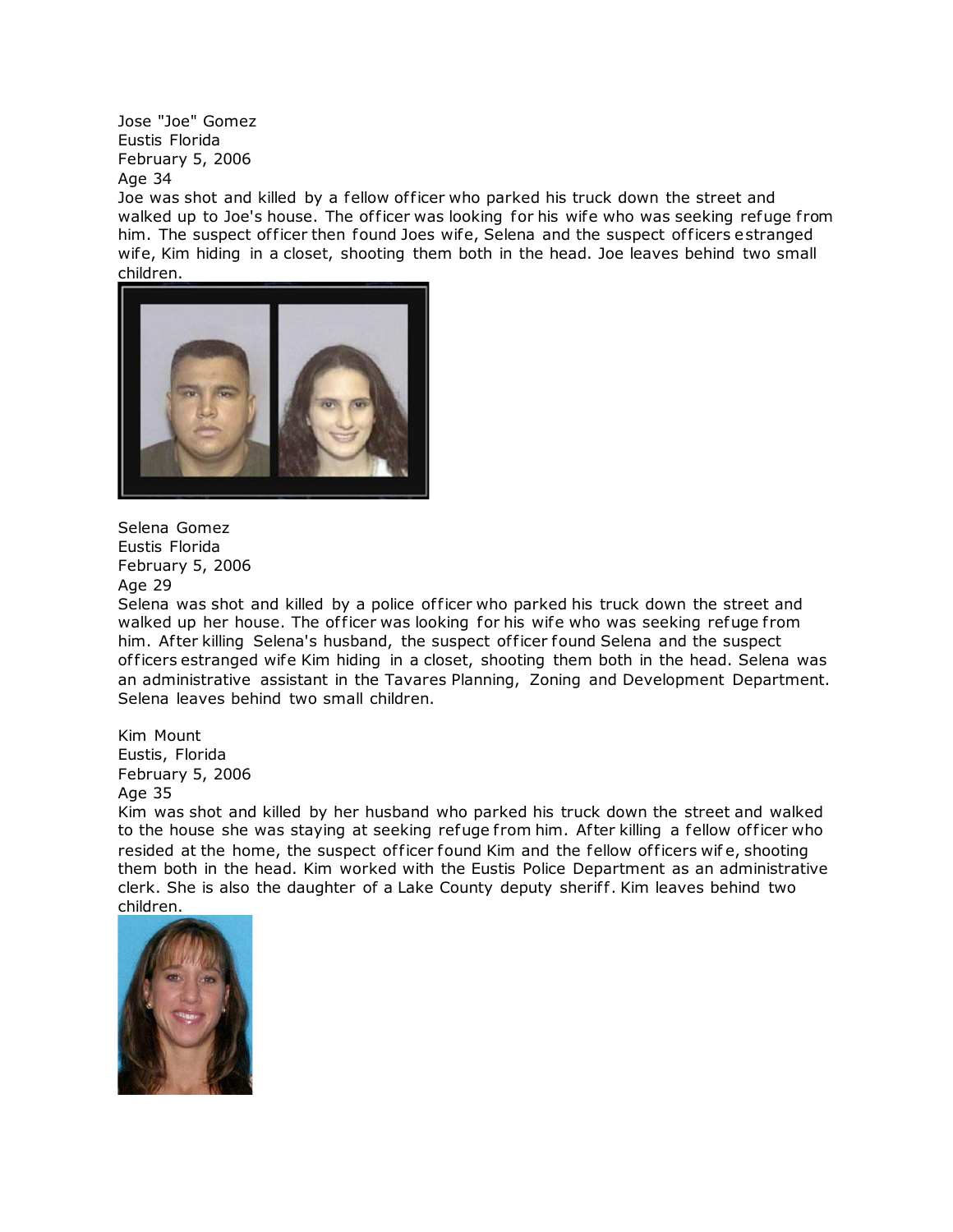Jose "Joe" Gomez
Eustis Florida
February 5, 2006
Age 34
Joe was shot and killed by a fellow officer who parked his truck down the street and walked up to Joe's house. The officer was looking for his wife who was seeking refuge from him. The suspect officer then found Joes wife, Selena and the suspect officers estranged wife, Kim hiding in a closet, shooting them both in the head. Joe leaves behind two small children.

Selena Gomez
Eustis Florida
February 5, 2006
Age 29
Selena was shot and killed by a police officer who parked his truck down the street and walked up her house. The officer was looking for his wife who was seeking refuge from him. After killing Selena's husband, the suspect officer found Selena and the suspect officers estranged wife Kim hiding in a closet, shooting them both in the head. Selena was an administrative assistant in the Tavares Planning, Zoning and Development Department. Selena leaves behind two small children.

Kim Mount
Eustis, Florida
February 5, 2006
Age 35
Kim was shot and killed by her husband who parked his truck down the street and walked to the house she was staying at seeking refuge from him. After killing a fellow officer who resided at the home, the suspect officer found Kim and the fellow officers wife, shooting them both in the head. Kim worked with the Eustis Police Department as an administrative clerk. She is also the daughter of a Lake County deputy sheriff. Kim leaves behind two children.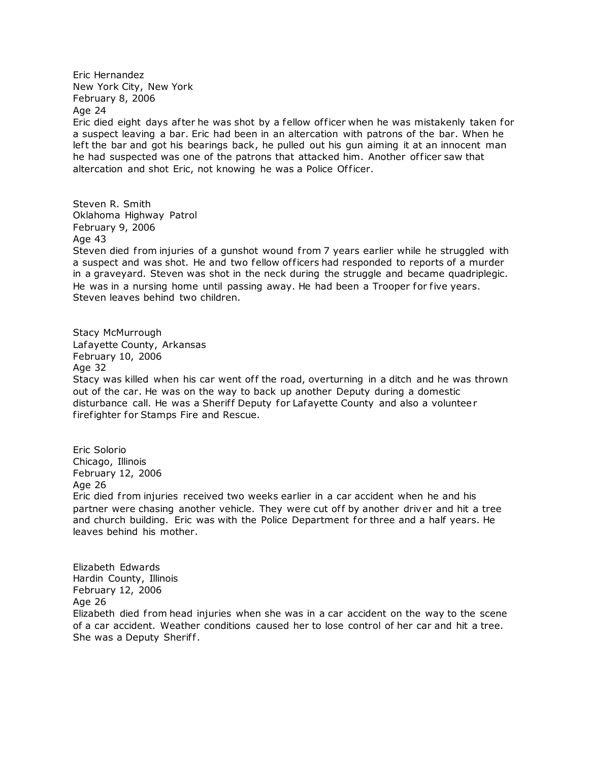Eric Hernandez
New York City, New York
February 8, 2006
Age 24
Eric died eight days after he was shot by a fellow officer when he was mistakenly taken for a suspect leaving a bar. Eric had been in an altercation with patrons of the bar. When he left the bar and got his bearings back, he pulled out his gun aiming it at an innocent man he had suspected was one of the patrons that attacked him. Another officer saw that altercation and shot Eric, not knowing he was a Police Officer.

Steven R. Smith
Oklahoma Highway Patrol
February 9, 2006
Age 43
Steven died from injuries of a gunshot wound from 7 years earlier while he struggled with a suspect and was shot. He and two fellow officers had responded to reports of a murder in a graveyard. Steven was shot in the neck during the struggle and became quadriplegic. He was in a nursing home until passing away. He had been a Trooper for five years. Steven leaves behind two children.

Stacy McMurrough
Lafayette County, Arkansas
February 10, 2006
Age 32
Stacy was killed when his car went off the road, overturning in a ditch and he was thrown out of the car. He was on the way to back up another Deputy during a domestic disturbance call. He was a Sheriff Deputy for Lafayette County and also a volunteer firefighter for Stamps Fire and Rescue.

Eric Solorio
Chicago, Illinois
February 12, 2006
Age 26
Eric died from injuries received two weeks earlier in a car accident when he and his partner were chasing another vehicle. They were cut off by another driver and hit a tree and church building. Eric was with the Police Department for three and a half years. He leaves behind his mother.

Elizabeth Edwards
Hardin County, Illinois
February 12, 2006
Age 26
Elizabeth died from head injuries when she was in a car accident on the way to the scene of a car accident. Weather conditions caused her to lose control of her car and hit a tree. She was a Deputy Sheriff.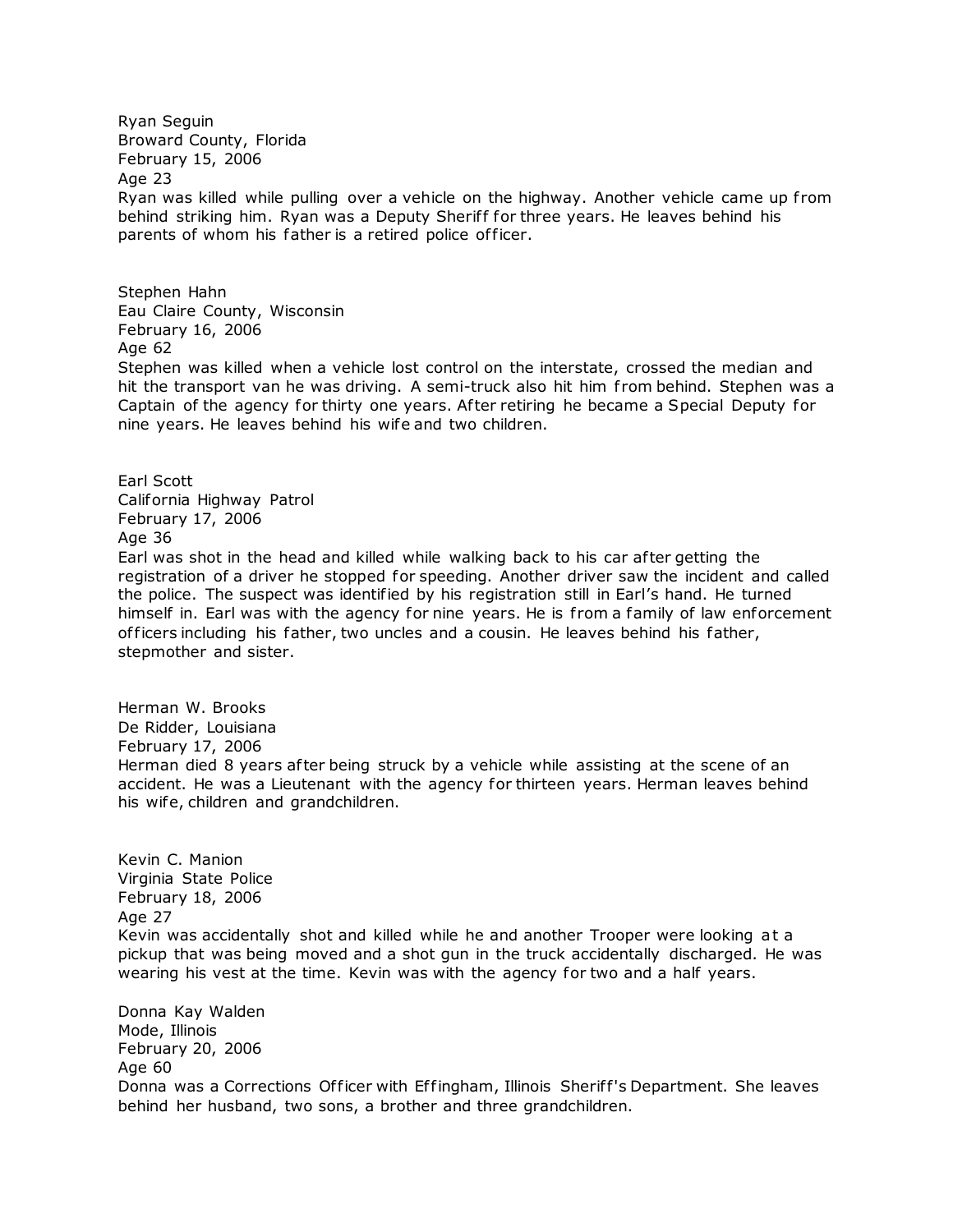Ryan Seguin
Broward County, Florida
February 15, 2006
Age 23
Ryan was killed while pulling over a vehicle on the highway. Another vehicle came up from behind striking him. Ryan was a Deputy Sheriff for three years. He leaves behind his parents of whom his father is a retired police officer.

Stephen Hahn
Eau Claire County, Wisconsin
February 16, 2006
Age 62
Stephen was killed when a vehicle lost control on the interstate, crossed the median and hit the transport van he was driving. A semi-truck also hit him from behind. Stephen was a Captain of the agency for thirty one years. After retiring he became a Special Deputy for nine years. He leaves behind his wife and two children.

Earl Scott
California Highway Patrol
February 17, 2006
Age 36
Earl was shot in the head and killed while walking back to his car after getting the registration of a driver he stopped for speeding. Another driver saw the incident and called the police. The suspect was identified by his registration still in Earl's hand. He turned himself in. Earl was with the agency for nine years. He is from a family of law enforcement officers including his father, two uncles and a cousin. He leaves behind his father, stepmother and sister.

Herman W. Brooks
De Ridder, Louisiana
February 17, 2006
Herman died 8 years after being struck by a vehicle while assisting at the scene of an accident. He was a Lieutenant with the agency for thirteen years. Herman leaves behind his wife, children and grandchildren.

Kevin C. Manion
Virginia State Police
February 18, 2006
Age 27
Kevin was accidentally shot and killed while he and another Trooper were looking at a pickup that was being moved and a shot gun in the truck accidentally discharged. He was wearing his vest at the time. Kevin was with the agency for two and a half years.

Donna Kay Walden
Mode, Illinois
February 20, 2006
Age 60
Donna was a Corrections Officer with Effingham, Illinois Sheriff's Department. She leaves behind her husband, two sons, a brother and three grandchildren.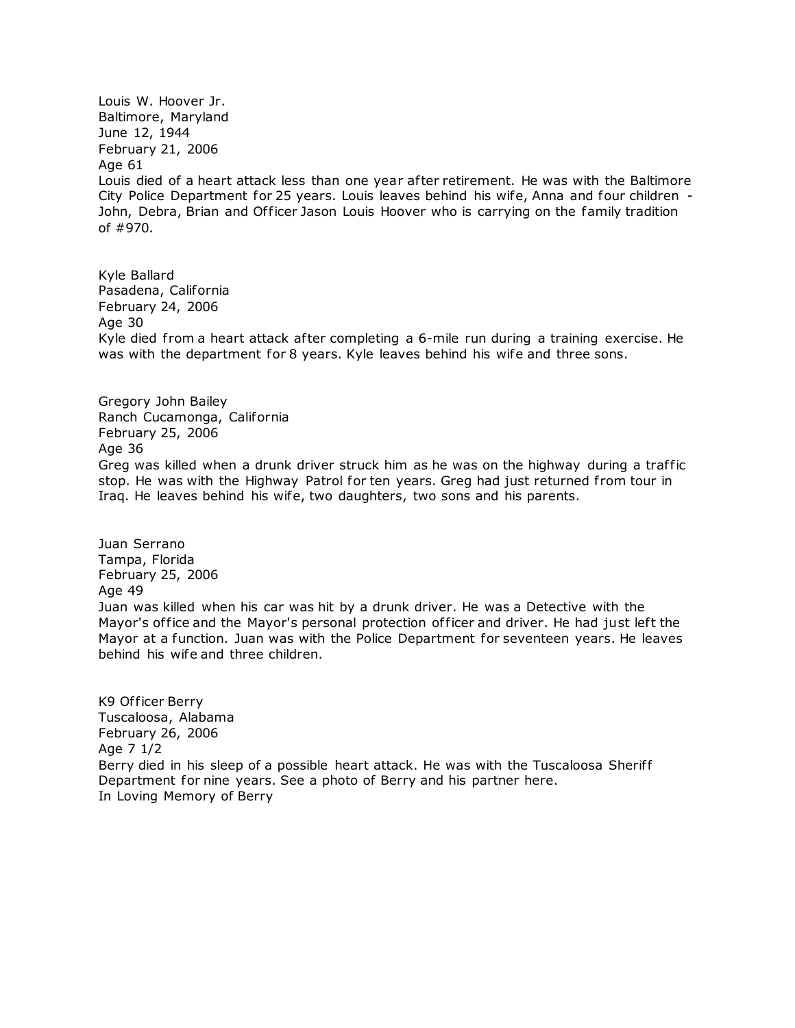Louis W. Hoover Jr.
Baltimore, Maryland
June 12, 1944
February 21, 2006
Age 61
Louis died of a heart attack less than one year after retirement. He was with the Baltimore City Police Department for 25 years. Louis leaves behind his wife, Anna and four children - John, Debra, Brian and Officer Jason Louis Hoover who is carrying on the family tradition of #970.

Kyle Ballard
Pasadena, California
February 24, 2006
Age 30
Kyle died from a heart attack after completing a 6-mile run during a training exercise. He was with the department for 8 years. Kyle leaves behind his wife and three sons.

Gregory John Bailey
Ranch Cucamonga, California
February 25, 2006
Age 36
Greg was killed when a drunk driver struck him as he was on the highway during a traffic stop. He was with the Highway Patrol for ten years. Greg had just returned from tour in Iraq. He leaves behind his wife, two daughters, two sons and his parents.

Juan Serrano
Tampa, Florida
February 25, 2006
Age 49
Juan was killed when his car was hit by a drunk driver. He was a Detective with the Mayor's office and the Mayor's personal protection officer and driver. He had just left the Mayor at a function. Juan was with the Police Department for seventeen years. He leaves behind his wife and three children.

K9 Officer Berry
Tuscaloosa, Alabama
February 26, 2006
Age 7 1/2
Berry died in his sleep of a possible heart attack. He was with the Tuscaloosa Sheriff Department for nine years. See a photo of Berry and his partner here.
In Loving Memory of Berry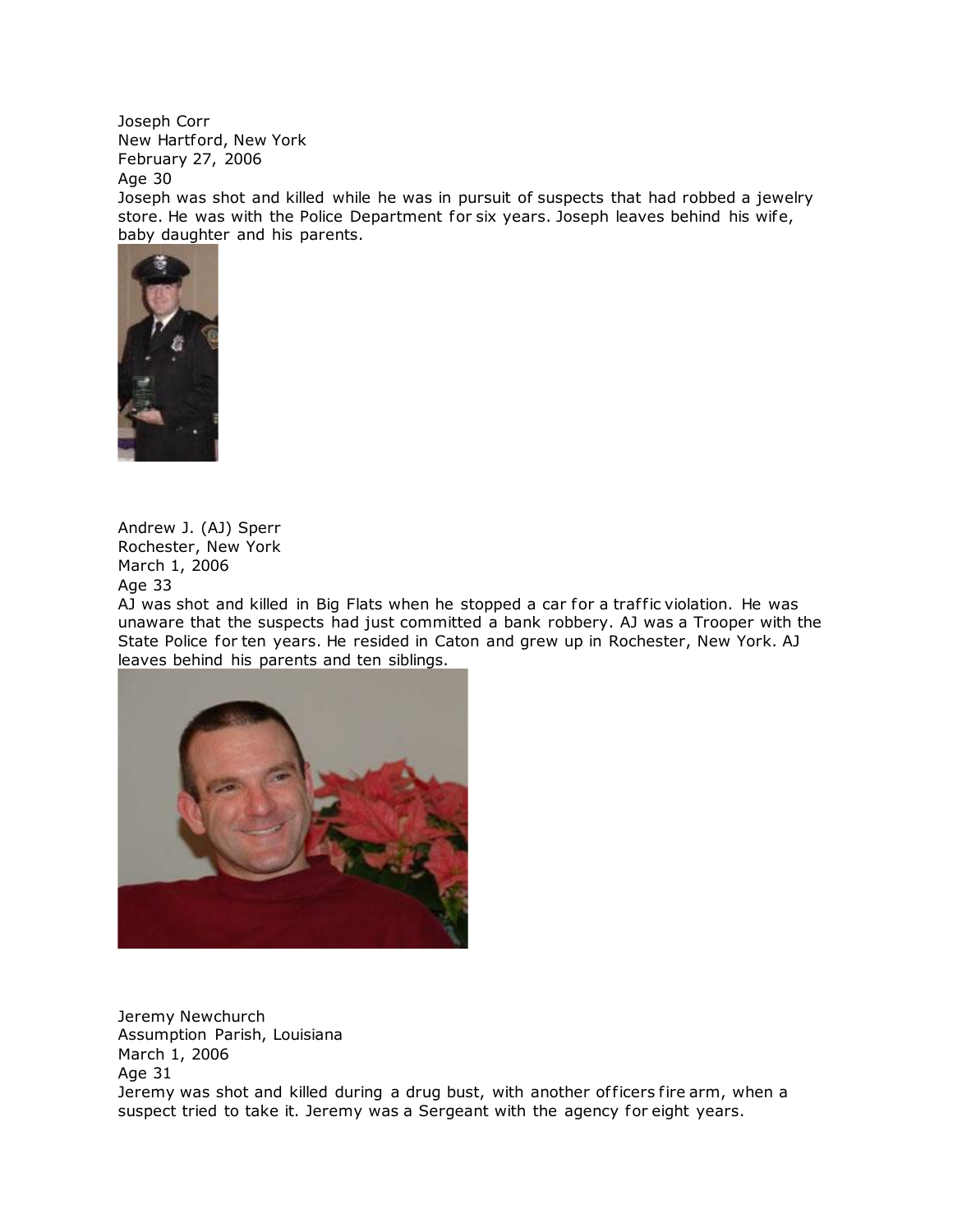Joseph Corr
New Hartford, New York
February 27, 2006
Age 30
Joseph was shot and killed while he was in pursuit of suspects that had robbed a jewelry store. He was with the Police Department for six years. Joseph leaves behind his wife, baby daughter and his parents.

Andrew J. (AJ) Sperr
Rochester, New York
March 1, 2006
Age 33
AJ was shot and killed in Big Flats when he stopped a car for a traffic violation. He was unaware that the suspects had just committed a bank robbery. AJ was a Trooper with the State Police for ten years. He resided in Caton and grew up in Rochester, New York. AJ leaves behind his parents and ten siblings.

Jeremy Newchurch
Assumption Parish, Louisiana
March 1, 2006
Age 31
Jeremy was shot and killed during a drug bust, with another officers fire arm, when a suspect tried to take it. Jeremy was a Sergeant with the agency for eight years.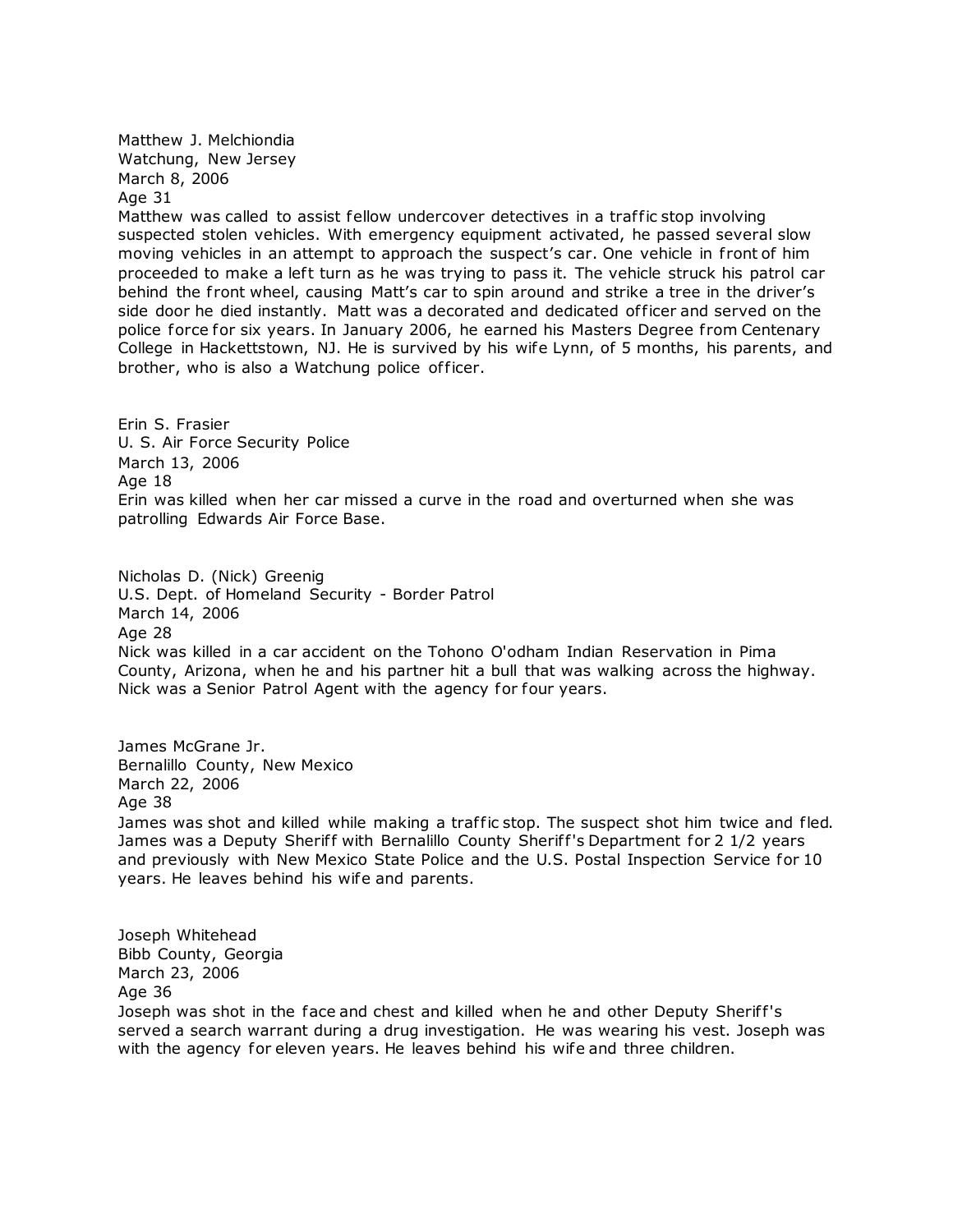Matthew J. Melchiondia
Watchung, New Jersey
March 8, 2006
Age 31
Matthew was called to assist fellow undercover detectives in a traffic stop involving suspected stolen vehicles. With emergency equipment activated, he passed several slow moving vehicles in an attempt to approach the suspect's car. One vehicle in front of him proceeded to make a left turn as he was trying to pass it. The vehicle struck his patrol car behind the front wheel, causing Matt's car to spin around and strike a tree in the driver's side door he died instantly. Matt was a decorated and dedicated officer and served on the police force for six years. In January 2006, he earned his Masters Degree from Centenary College in Hackettstown, NJ. He is survived by his wife Lynn, of 5 months, his parents, and brother, who is also a Watchung police officer.

Erin S. Frasier
U. S. Air Force Security Police
March 13, 2006
Age 18
Erin was killed when her car missed a curve in the road and overturned when she was patrolling Edwards Air Force Base.

Nicholas D. (Nick) Greenig
U.S. Dept. of Homeland Security - Border Patrol
March 14, 2006
Age 28
Nick was killed in a car accident on the Tohono O'odham Indian Reservation in Pima County, Arizona, when he and his partner hit a bull that was walking across the highway. Nick was a Senior Patrol Agent with the agency for four years.

James McGrane Jr.
Bernalillo County, New Mexico
March 22, 2006
Age 38
James was shot and killed while making a traffic stop. The suspect shot him twice and fled. James was a Deputy Sheriff with Bernalillo County Sheriff's Department for 2 1/2 years and previously with New Mexico State Police and the U.S. Postal Inspection Service for 10 years. He leaves behind his wife and parents.

Joseph Whitehead
Bibb County, Georgia
March 23, 2006
Age 36
Joseph was shot in the face and chest and killed when he and other Deputy Sheriff's served a search warrant during a drug investigation. He was wearing his vest. Joseph was with the agency for eleven years. He leaves behind his wife and three children.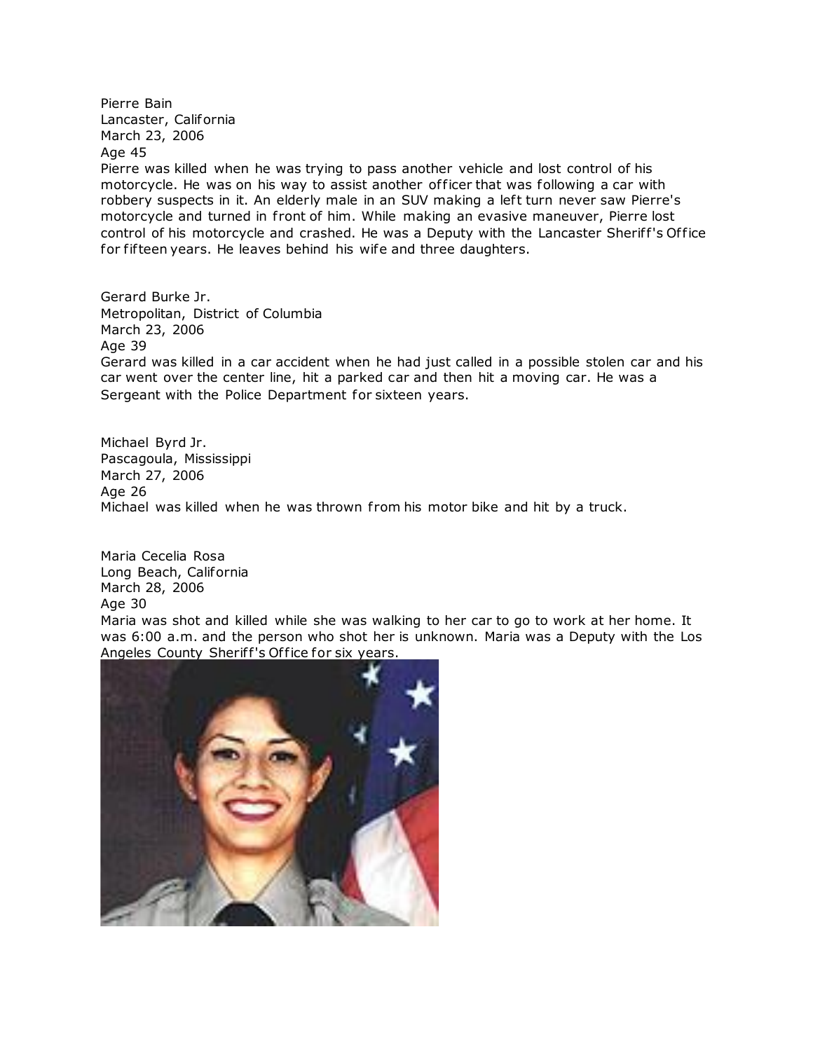Pierre Bain
Lancaster, California
March 23, 2006
Age 45
Pierre was killed when he was trying to pass another vehicle and lost control of his motorcycle. He was on his way to assist another officer that was following a car with robbery suspects in it. An elderly male in an SUV making a left turn never saw Pierre's motorcycle and turned in front of him. While making an evasive maneuver, Pierre lost control of his motorcycle and crashed. He was a Deputy with the Lancaster Sheriff's Office for fifteen years. He leaves behind his wife and three daughters.

Gerard Burke Jr.
Metropolitan, District of Columbia
March 23, 2006
Age 39
Gerard was killed in a car accident when he had just called in a possible stolen car and his car went over the center line, hit a parked car and then hit a moving car. He was a Sergeant with the Police Department for sixteen years.

Michael Byrd Jr.
Pascagoula, Mississippi
March 27, 2006
Age 26
Michael was killed when he was thrown from his motor bike and hit by a truck.

Maria Cecelia Rosa
Long Beach, California
March 28, 2006
Age 30
Maria was shot and killed while she was walking to her car to go to work at her home. It was 6:00 a.m. and the person who shot her is unknown. Maria was a Deputy with the Los Angeles County Sheriff's Office for six years.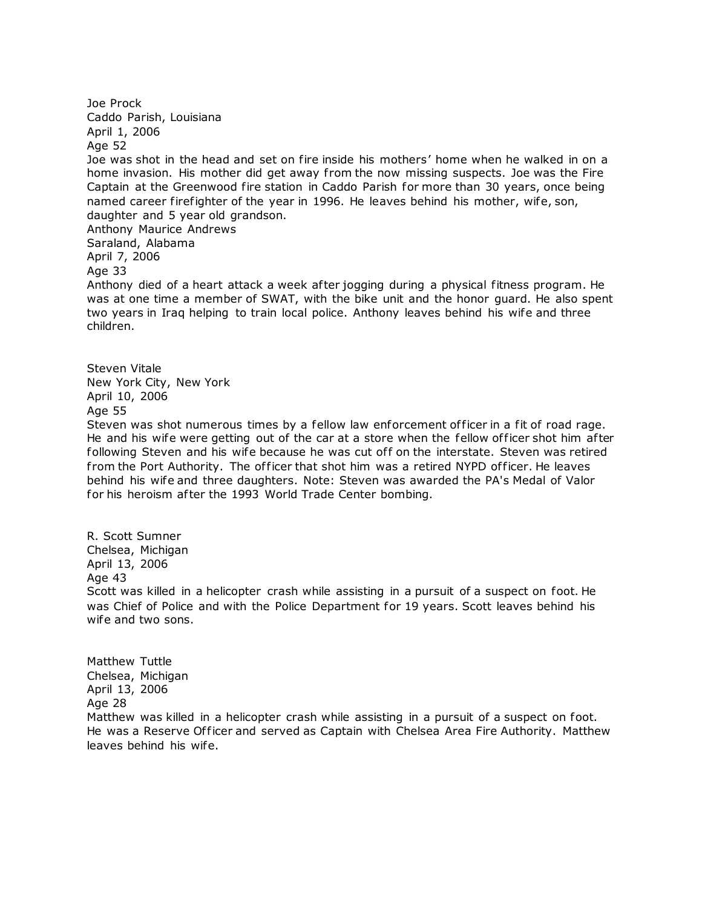Joe Prock
Caddo Parish, Louisiana
April 1, 2006
Age 52
Joe was shot in the head and set on fire inside his mothers' home when he walked in on a home invasion. His mother did get away from the now missing suspects. Joe was the Fire Captain at the Greenwood fire station in Caddo Parish for more than 30 years, once being named career firefighter of the year in 1996. He leaves behind his mother, wife, son, daughter and 5 year old grandson.

Anthony Maurice Andrews
Saraland, Alabama
April 7, 2006
Age 33
Anthony died of a heart attack a week after jogging during a physical fitness program. He was at one time a member of SWAT, with the bike unit and the honor guard. He also spent two years in Iraq helping to train local police. Anthony leaves behind his wife and three children.

Steven Vitale
New York City, New York
April 10, 2006
Age 55
Steven was shot numerous times by a fellow law enforcement officer in a fit of road rage. He and his wife were getting out of the car at a store when the fellow officer shot him after following Steven and his wife because he was cut off on the interstate. Steven was retired from the Port Authority. The officer that shot him was a retired NYPD officer. He leaves behind his wife and three daughters. Note: Steven was awarded the PA's Medal of Valor for his heroism after the 1993 World Trade Center bombing.

R. Scott Sumner
Chelsea, Michigan
April 13, 2006
Age 43
Scott was killed in a helicopter crash while assisting in a pursuit of a suspect on foot. He was Chief of Police and with the Police Department for 19 years. Scott leaves behind his wife and two sons.

Matthew Tuttle
Chelsea, Michigan
April 13, 2006
Age 28
Matthew was killed in a helicopter crash while assisting in a pursuit of a suspect on foot. He was a Reserve Officer and served as Captain with Chelsea Area Fire Authority. Matthew leaves behind his wife.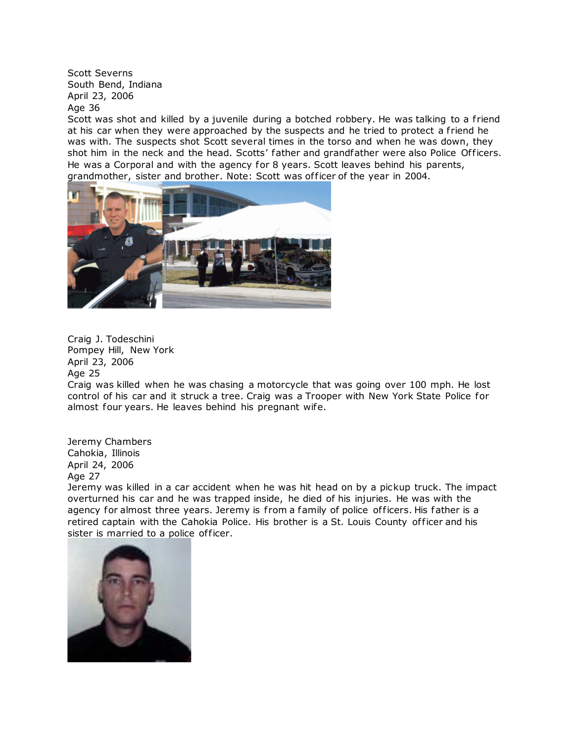Scott Severns
South Bend, Indiana
April 23, 2006
Age 36
Scott was shot and killed by a juvenile during a botched robbery. He was talking to a friend at his car when they were approached by the suspects and he tried to protect a friend he was with. The suspects shot Scott several times in the torso and when he was down, they shot him in the neck and the head. Scotts' father and grandfather were also Police Officers. He was a Corporal and with the agency for 8 years. Scott leaves behind his parents, grandmother, sister and brother. Note: Scott was officer of the year in 2004.

Craig J. Todeschini
Pompey Hill, New York
April 23, 2006
Age 25
Craig was killed when he was chasing a motorcycle that was going over 100 mph. He lost control of his car and it struck a tree. Craig was a Trooper with New York State Police for almost four years. He leaves behind his pregnant wife.

Jeremy Chambers
Cahokia, Illinois
April 24, 2006
Age 27
Jeremy was killed in a car accident when he was hit head on by a pickup truck. The impact overturned his car and he was trapped inside, he died of his injuries. He was with the agency for almost three years. Jeremy is from a family of police officers. His father is a retired captain with the Cahokia Police. His brother is a St. Louis County officer and his sister is married to a police officer.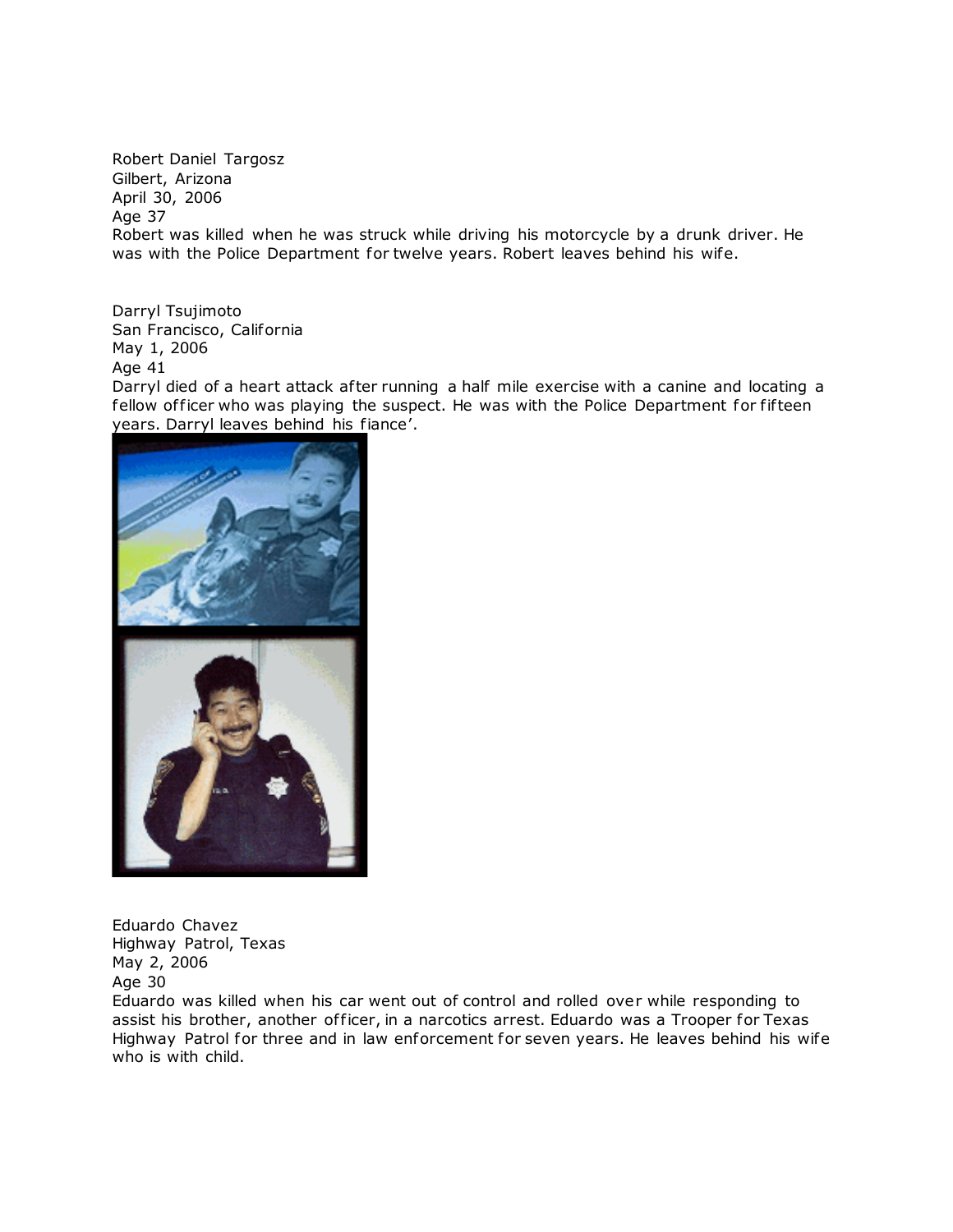Robert Daniel Targosz
Gilbert, Arizona
April 30, 2006
Age 37
Robert was killed when he was struck while driving his motorcycle by a drunk driver. He was with the Police Department for twelve years. Robert leaves behind his wife.

Darryl Tsujimoto
San Francisco, California
May 1, 2006
Age 41
Darryl died of a heart attack after running a half mile exercise with a canine and locating a fellow officer who was playing the suspect. He was with the Police Department for fifteen years. Darryl leaves behind his fiance'.

Eduardo Chavez
Highway Patrol, Texas
May 2, 2006
Age 30
Eduardo was killed when his car went out of control and rolled over while responding to assist his brother, another officer, in a narcotics arrest. Eduardo was a Trooper for Texas Highway Patrol for three and in law enforcement for seven years. He leaves behind his wife who is with child.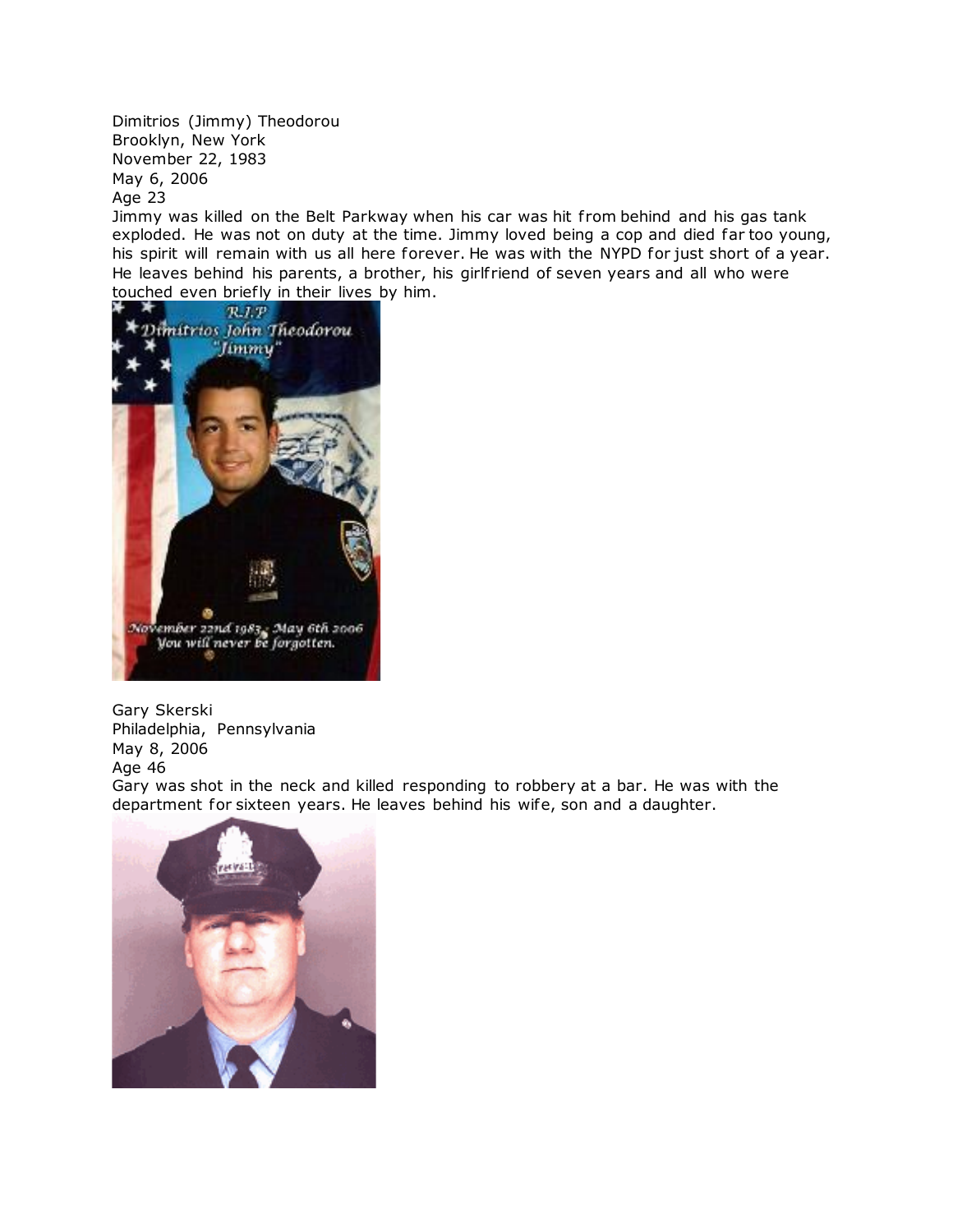Dimitrios (Jimmy) Theodorou
Brooklyn, New York
November 22, 1983
May 6, 2006
Age 23
Jimmy was killed on the Belt Parkway when his car was hit from behind and his gas tank exploded. He was not on duty at the time. Jimmy loved being a cop and died far too young, his spirit will remain with us all here forever. He was with the NYPD for just short of a year. He leaves behind his parents, a brother, his girlfriend of seven years and all who were touched even briefly in their lives by him.

Gary Skerski
Philadelphia, Pennsylvania
May 8, 2006
Age 46
Gary was shot in the neck and killed responding to robbery at a bar. He was with the department for sixteen years. He leaves behind his wife, son and a daughter.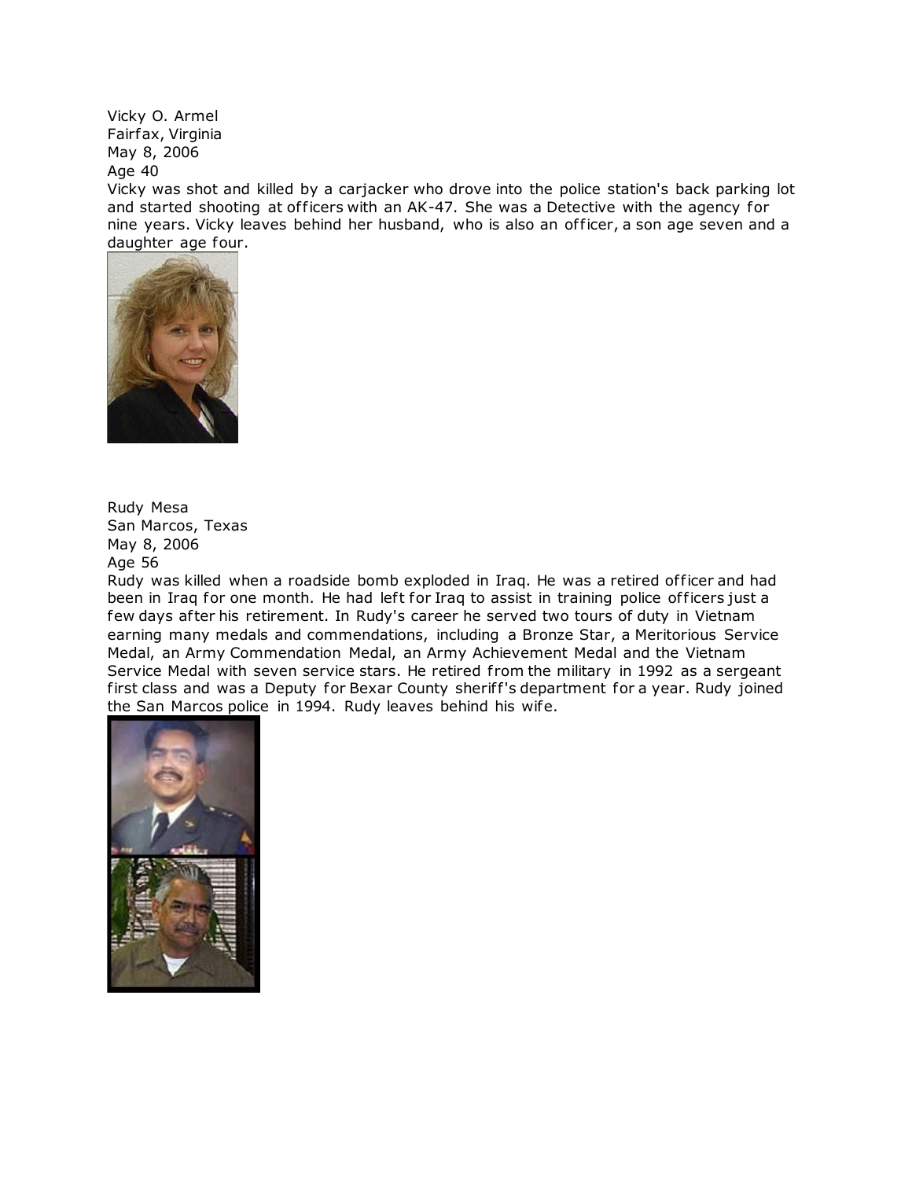Vicky O. Armel
Fairfax, Virginia
May 8, 2006
Age 40
Vicky was shot and killed by a carjacker who drove into the police station's back parking lot and started shooting at officers with an AK-47. She was a Detective with the agency for nine years. Vicky leaves behind her husband, who is also an officer, a son age seven and a daughter age four.

Rudy Mesa
San Marcos, Texas
May 8, 2006
Age 56
Rudy was killed when a roadside bomb exploded in Iraq. He was a retired officer and had been in Iraq for one month. He had left for Iraq to assist in training police officers just a few days after his retirement. In Rudy's career he served two tours of duty in Vietnam earning many medals and commendations, including a Bronze Star, a Meritorious Service Medal, an Army Commendation Medal, an Army Achievement Medal and the Vietnam Service Medal with seven service stars. He retired from the military in 1992 as a sergeant first class and was a Deputy for Bexar County sheriff's department for a year. Rudy joined the San Marcos police in 1994. Rudy leaves behind his wife.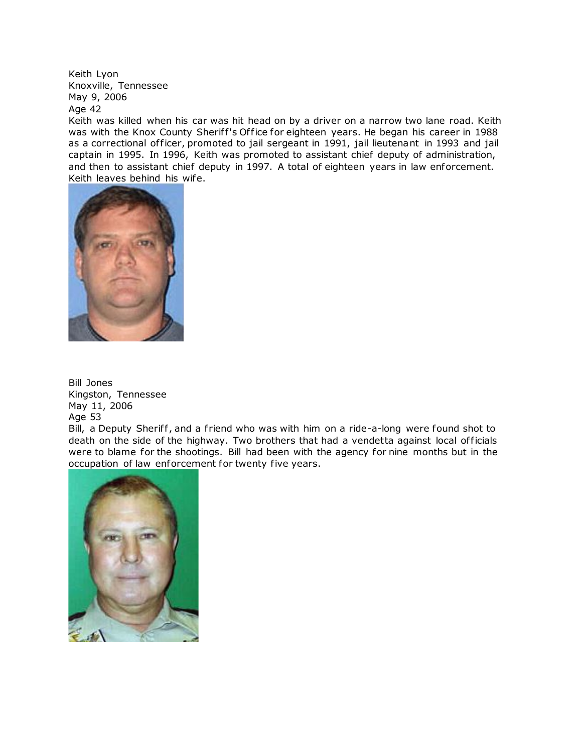Keith Lyon
Knoxville, Tennessee
May 9, 2006
Age 42
Keith was killed when his car was hit head on by a driver on a narrow two lane road. Keith was with the Knox County Sheriff's Office for eighteen years. He began his career in 1988 as a correctional officer, promoted to jail sergeant in 1991, jail lieutenant in 1993 and jail captain in 1995. In 1996, Keith was promoted to assistant chief deputy of administration, and then to assistant chief deputy in 1997. A total of eighteen years in law enforcement. Keith leaves behind his wife.

Bill Jones
Kingston, Tennessee
May 11, 2006
Age 53
Bill, a Deputy Sheriff, and a friend who was with him on a ride-a-long were found shot to death on the side of the highway. Two brothers that had a vendetta against local officials were to blame for the shootings. Bill had been with the agency for nine months but in the occupation of law enforcement for twenty five years.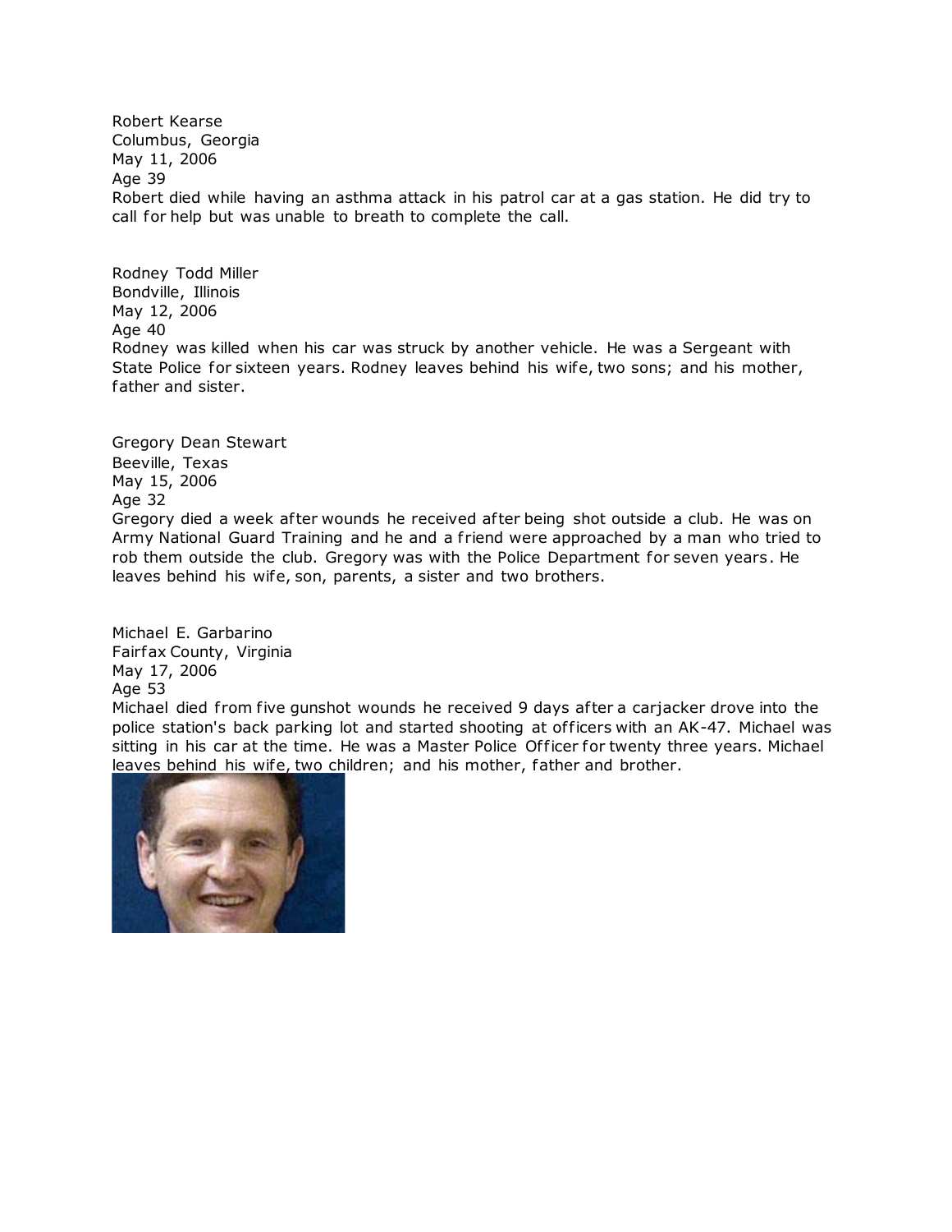Robert Kearse
Columbus, Georgia
May 11, 2006
Age 39
Robert died while having an asthma attack in his patrol car at a gas station. He did try to call for help but was unable to breath to complete the call.

Rodney Todd Miller
Bondville, Illinois
May 12, 2006
Age 40
Rodney was killed when his car was struck by another vehicle. He was a Sergeant with State Police for sixteen years. Rodney leaves behind his wife, two sons; and his mother, father and sister.

Gregory Dean Stewart
Beeville, Texas
May 15, 2006
Age 32
Gregory died a week after wounds he received after being shot outside a club. He was on Army National Guard Training and he and a friend were approached by a man who tried to rob them outside the club. Gregory was with the Police Department for seven years. He leaves behind his wife, son, parents, a sister and two brothers.

Michael E. Garbarino
Fairfax County, Virginia
May 17, 2006
Age 53
Michael died from five gunshot wounds he received 9 days after a carjacker drove into the police station's back parking lot and started shooting at officers with an AK-47. Michael was sitting in his car at the time. He was a Master Police Officer for twenty three years. Michael leaves behind his wife, two children; and his mother, father and brother.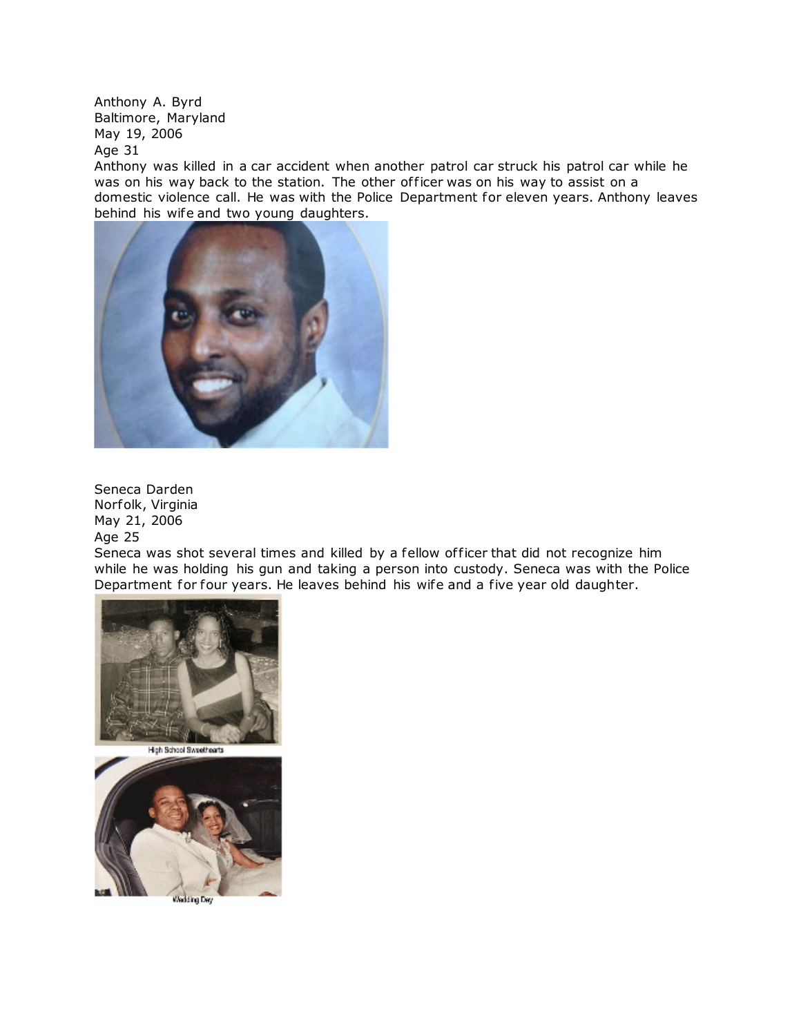Anthony A. Byrd
Baltimore, Maryland
May 19, 2006
Age 31

Anthony was killed in a car accident when another patrol car struck his patrol car while he was on his way back to the station. The other officer was on his way to assist on a domestic violence call. He was with the Police Department for eleven years. Anthony leaves behind his wife and two young daughters.

Seneca Darden
Norfolk, Virginia
May 21, 2006
Age 25

Seneca was shot several times and killed by a fellow officer that did not recognize him while he was holding his gun and taking a person into custody. Seneca was with the Police Department for four years. He leaves behind his wife and a five year old daughter.

High School Sweethearts

Wedding Day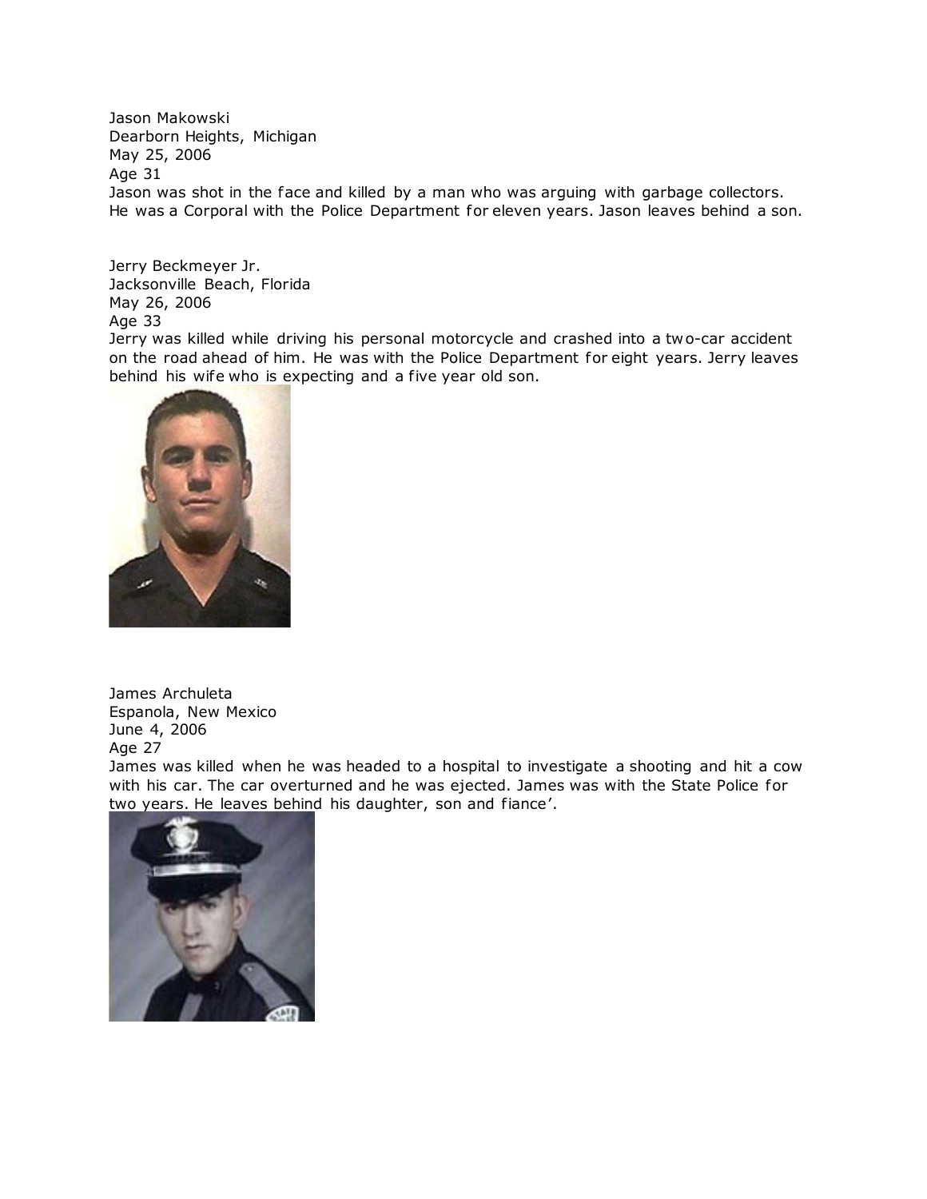Jason Makowski
Dearborn Heights, Michigan
May 25, 2006
Age 31
Jason was shot in the face and killed by a man who was arguing with garbage collectors. He was a Corporal with the Police Department for eleven years. Jason leaves behind a son.

Jerry Beckmeyer Jr.
Jacksonville Beach, Florida
May 26, 2006
Age 33
Jerry was killed while driving his personal motorcycle and crashed into a two-car accident on the road ahead of him. He was with the Police Department for eight years. Jerry leaves behind his wife who is expecting and a five year old son.

James Archuleta
Espanola, New Mexico
June 4, 2006
Age 27
James was killed when he was headed to a hospital to investigate a shooting and hit a cow with his car. The car overturned and he was ejected. James was with the State Police for two years. He leaves behind his daughter, son and fiance'.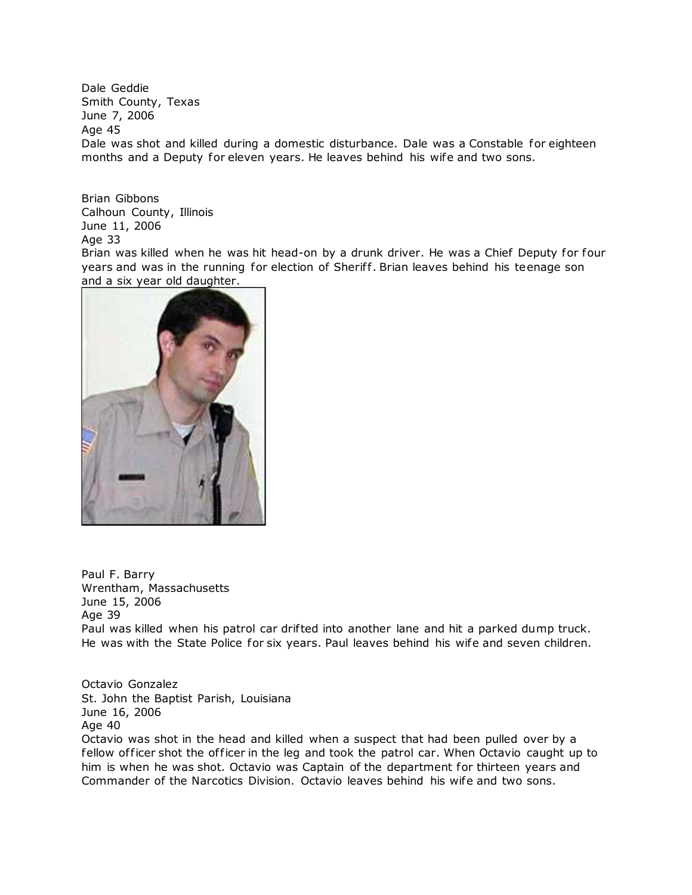Dale Geddie
Smith County, Texas
June 7, 2006
Age 45
Dale was shot and killed during a domestic disturbance. Dale was a Constable for eighteen months and a Deputy for eleven years. He leaves behind his wife and two sons.

Brian Gibbons
Calhoun County, Illinois
June 11, 2006
Age 33
Brian was killed when he was hit head-on by a drunk driver. He was a Chief Deputy for four years and was in the running for election of Sheriff. Brian leaves behind his teenage son and a six year old daughter.

Paul F. Barry
Wrentham, Massachusetts
June 15, 2006
Age 39
Paul was killed when his patrol car drifted into another lane and hit a parked dump truck. He was with the State Police for six years. Paul leaves behind his wife and seven children.

Octavio Gonzalez
St. John the Baptist Parish, Louisiana
June 16, 2006
Age 40
Octavio was shot in the head and killed when a suspect that had been pulled over by a fellow officer shot the officer in the leg and took the patrol car. When Octavio caught up to him is when he was shot. Octavio was Captain of the department for thirteen years and Commander of the Narcotics Division. Octavio leaves behind his wife and two sons.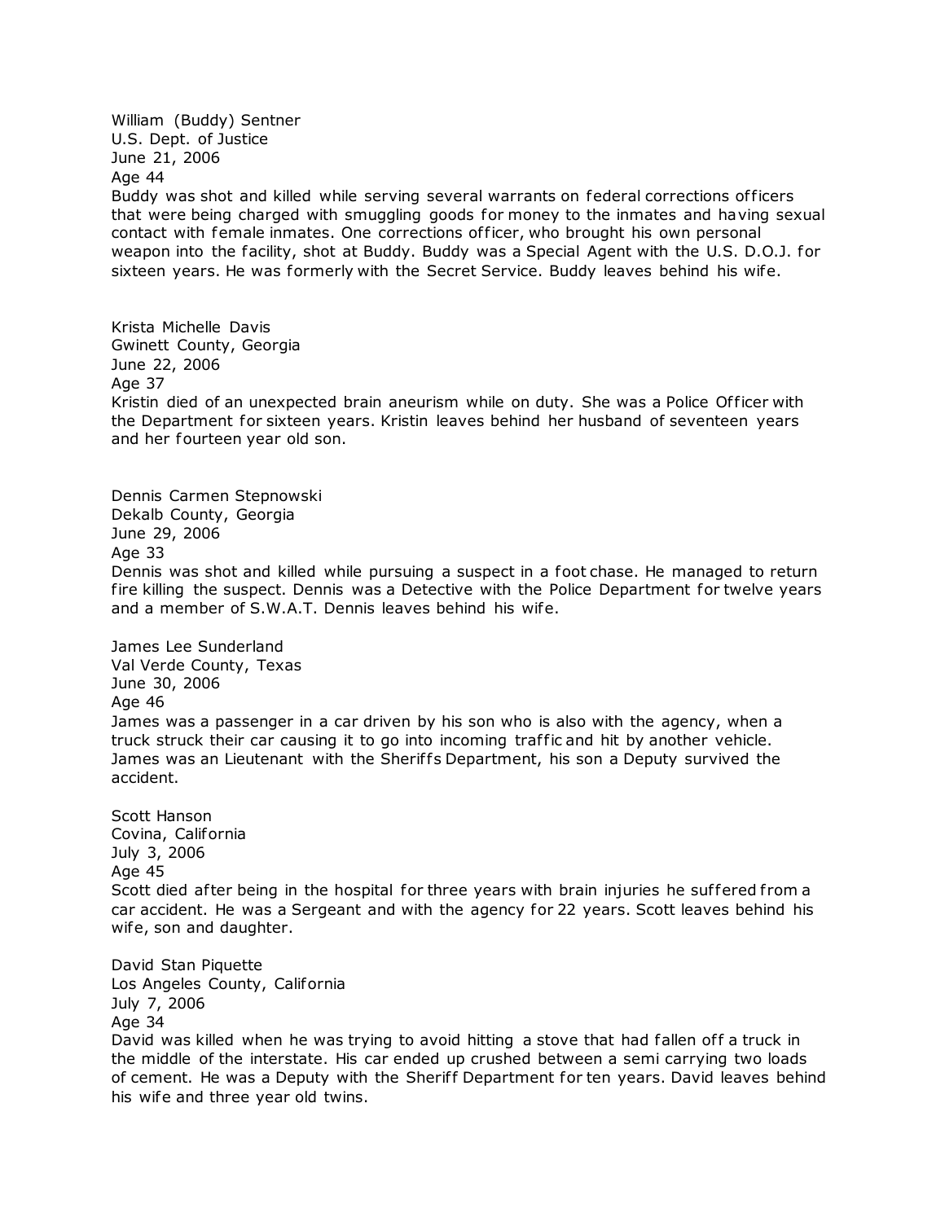William (Buddy) Sentner
U.S. Dept. of Justice
June 21, 2006
Age 44
Buddy was shot and killed while serving several warrants on federal corrections officers that were being charged with smuggling goods for money to the inmates and having sexual contact with female inmates. One corrections officer, who brought his own personal weapon into the facility, shot at Buddy. Buddy was a Special Agent with the U.S. D.O.J. for sixteen years. He was formerly with the Secret Service. Buddy leaves behind his wife.

Krista Michelle Davis
Gwinnett County, Georgia
June 22, 2006
Age 37
Kristin died of an unexpected brain aneurism while on duty. She was a Police Officer with the Department for sixteen years. Kristin leaves behind her husband of seventeen years and her fourteen year old son.

Dennis Carmen Stepnowski
Dekalb County, Georgia
June 29, 2006
Age 33
Dennis was shot and killed while pursuing a suspect in a foot chase. He managed to return fire killing the suspect. Dennis was a Detective with the Police Department for twelve years and a member of S.W.A.T. Dennis leaves behind his wife.

James Lee Sunderland
Val Verde County, Texas
June 30, 2006
Age 46
James was a passenger in a car driven by his son who is also with the agency, when a truck struck their car causing it to go into incoming traffic and hit by another vehicle. James was an Lieutenant with the Sheriffs Department, his son a Deputy survived the accident.

Scott Hanson
Covina, California
July 3, 2006
Age 45
Scott died after being in the hospital for three years with brain injuries he suffered from a car accident. He was a Sergeant and with the agency for 22 years. Scott leaves behind his wife, son and daughter.

David Stan Piquette
Los Angeles County, California
July 7, 2006
Age 34
David was killed when he was trying to avoid hitting a stove that had fallen off a truck in the middle of the interstate. His car ended up crushed between a semi carrying two loads of cement. He was a Deputy with the Sheriff Department for ten years. David leaves behind his wife and three year old twins.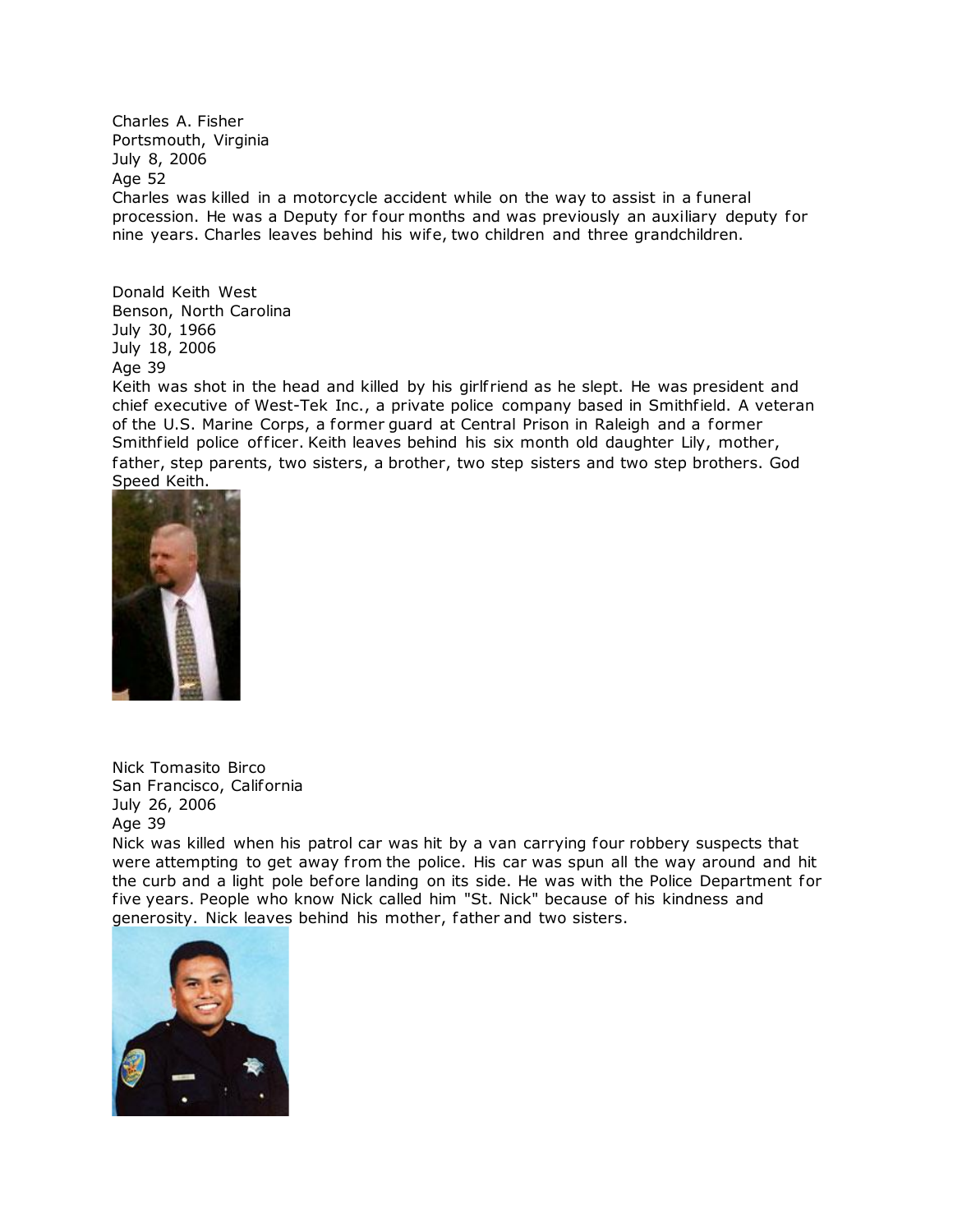Charles A. Fisher
Portsmouth, Virginia
July 8, 2006
Age 52
Charles was killed in a motorcycle accident while on the way to assist in a funeral procession. He was a Deputy for four months and was previously an auxiliary deputy for nine years. Charles leaves behind his wife, two children and three grandchildren.

Donald Keith West
Benson, North Carolina
July 30, 1966
July 18, 2006
Age 39
Keith was shot in the head and killed by his girlfriend as he slept. He was president and chief executive of West-Tek Inc., a private police company based in Smithfield. A veteran of the U.S. Marine Corps, a former guard at Central Prison in Raleigh and a former Smithfield police officer. Keith leaves behind his six month old daughter Lily, mother, father, step parents, two sisters, a brother, two step sisters and two step brothers. God Speed Keith.

Nick Tomasito Birco
San Francisco, California
July 26, 2006
Age 39
Nick was killed when his patrol car was hit by a van carrying four robbery suspects that were attempting to get away from the police. His car was spun all the way around and hit the curb and a light pole before landing on its side. He was with the Police Department for five years. People who know Nick called him "St. Nick" because of his kindness and generosity. Nick leaves behind his mother, father and two sisters.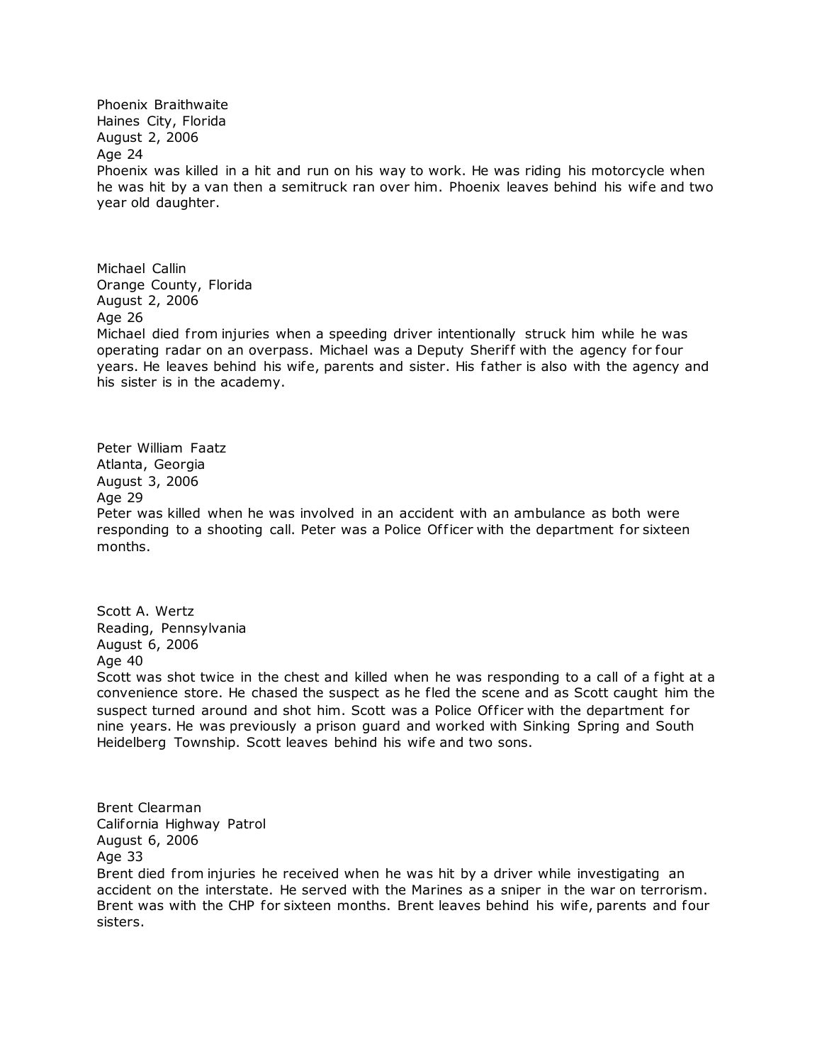Phoenix Braithwaite
Haines City, Florida
August 2, 2006
Age 24
Phoenix was killed in a hit and run on his way to work. He was riding his motorcycle when he was hit by a van then a semitruck ran over him. Phoenix leaves behind his wife and two year old daughter.

Michael Callin
Orange County, Florida
August 2, 2006
Age 26
Michael died from injuries when a speeding driver intentionally struck him while he was operating radar on an overpass. Michael was a Deputy Sheriff with the agency for four years. He leaves behind his wife, parents and sister. His father is also with the agency and his sister is in the academy.

Peter William Faatz
Atlanta, Georgia
August 3, 2006
Age 29
Peter was killed when he was involved in an accident with an ambulance as both were responding to a shooting call. Peter was a Police Officer with the department for sixteen months.

Scott A. Wertz
Reading, Pennsylvania
August 6, 2006
Age 40
Scott was shot twice in the chest and killed when he was responding to a call of a fight at a convenience store. He chased the suspect as he fled the scene and as Scott caught him the suspect turned around and shot him. Scott was a Police Officer with the department for nine years. He was previously a prison guard and worked with Sinking Spring and South Heidelberg Township. Scott leaves behind his wife and two sons.

Brent Clearman
California Highway Patrol
August 6, 2006
Age 33
Brent died from injuries he received when he was hit by a driver while investigating an accident on the interstate. He served with the Marines as a sniper in the war on terrorism. Brent was with the CHP for sixteen months. Brent leaves behind his wife, parents and four sisters.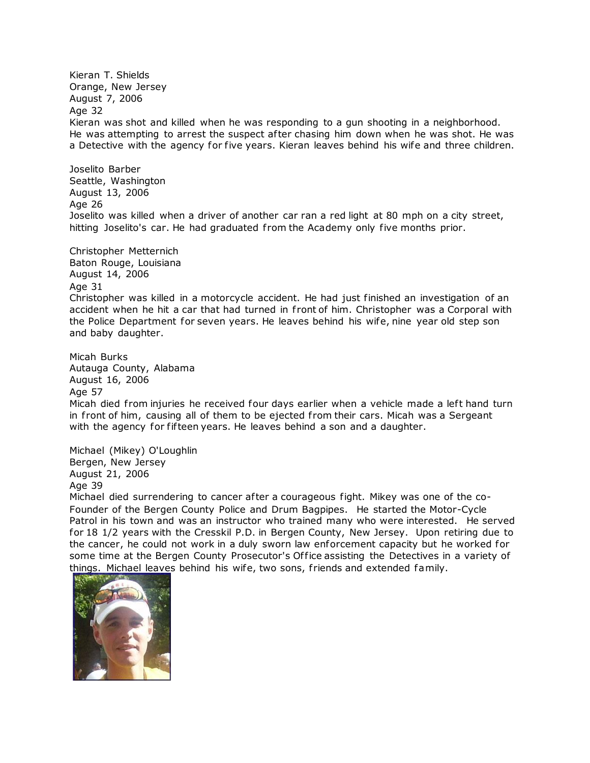Kieran T. Shields
Orange, New Jersey
August 7, 2006
Age 32
Kieran was shot and killed when he was responding to a gun shooting in a neighborhood. He was attempting to arrest the suspect after chasing him down when he was shot. He was a Detective with the agency for five years. Kieran leaves behind his wife and three children.

Joselito Barber
Seattle, Washington
August 13, 2006
Age 26
Joselito was killed when a driver of another car ran a red light at 80 mph on a city street, hitting Joselito's car. He had graduated from the Academy only five months prior.

Christopher Metternich
Baton Rouge, Louisiana
August 14, 2006
Age 31
Christopher was killed in a motorcycle accident. He had just finished an investigation of an accident when he hit a car that had turned in front of him. Christopher was a Corporal with the Police Department for seven years. He leaves behind his wife, nine year old step son and baby daughter.

Micah Burks
Autauga County, Alabama
August 16, 2006
Age 57
Micah died from injuries he received four days earlier when a vehicle made a left hand turn in front of him, causing all of them to be ejected from their cars. Micah was a Sergeant with the agency for fifteen years. He leaves behind a son and a daughter.

Michael (Mikey) O'Loughlin
Bergen, New Jersey
August 21, 2006
Age 39
Michael died surrendering to cancer after a courageous fight. Mikey was one of the co-Founder of the Bergen County Police and Drum Bagpipes. He started the Motor-Cycle Patrol in his town and was an instructor who trained many who were interested. He served for 18 1/2 years with the Cresskil P.D. in Bergen County, New Jersey. Upon retiring due to the cancer, he could not work in a duly sworn law enforcement capacity but he worked for some time at the Bergen County Prosecutor's Office assisting the Detectives in a variety of things. Michael leaves behind his wife, two sons, friends and extended family.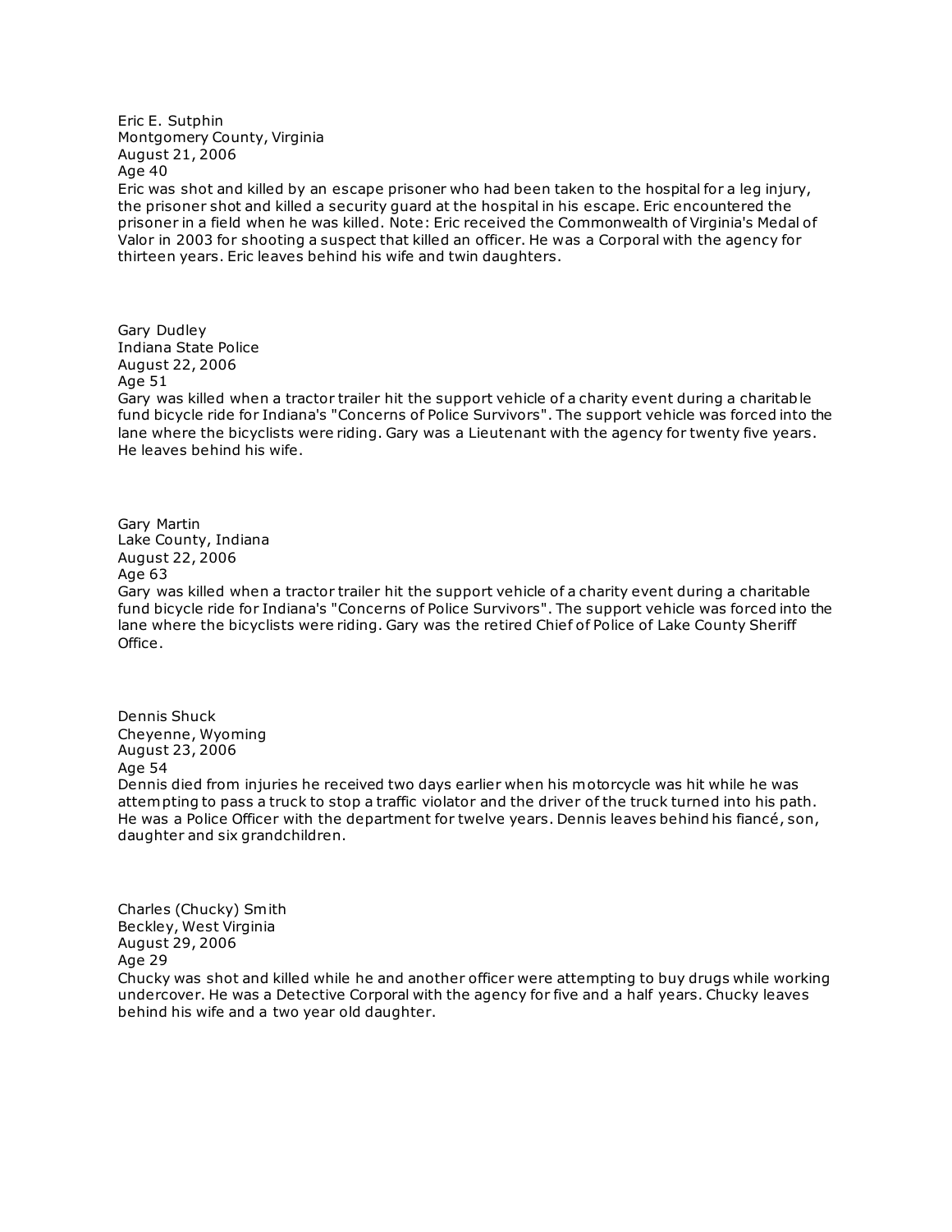Eric E. Sutphin
Montgomery County, Virginia
August 21, 2006
Age 40
Eric was shot and killed by an escape prisoner who had been taken to the hospital for a leg injury, the prisoner shot and killed a security guard at the hospital in his escape. Eric encountered the prisoner in a field when he was killed. Note: Eric received the Commonwealth of Virginia's Medal of Valor in 2003 for shooting a suspect that killed an officer. He was a Corporal with the agency for thirteen years. Eric leaves behind his wife and twin daughters.

Gary Dudley
Indiana State Police
August 22, 2006
Age 51
Gary was killed when a tractor trailer hit the support vehicle of a charity event during a charitable fund bicycle ride for Indiana's "Concerns of Police Survivors". The support vehicle was forced into the lane where the bicyclists were riding. Gary was a Lieutenant with the agency for twenty five years. He leaves behind his wife.

Gary Martin
Lake County, Indiana
August 22, 2006
Age 63
Gary was killed when a tractor trailer hit the support vehicle of a charity event during a charitable fund bicycle ride for Indiana's "Concerns of Police Survivors". The support vehicle was forced into the lane where the bicyclists were riding. Gary was the retired Chief of Police of Lake County Sheriff Office.

Dennis Shuck
Cheyenne, Wyoming
August 23, 2006
Age 54
Dennis died from injuries he received two days earlier when his motorcycle was hit while he was attempting to pass a truck to stop a traffic violator and the driver of the truck turned into his path. He was a Police Officer with the department for twelve years. Dennis leaves behind his fiancé, son, daughter and six grandchildren.

Charles (Chucky) Smith
Beckley, West Virginia
August 29, 2006
Age 29
Chucky was shot and killed while he and another officer were attempting to buy drugs while working undercover. He was a Detective Corporal with the agency for five and a half years. Chucky leaves behind his wife and a two year old daughter.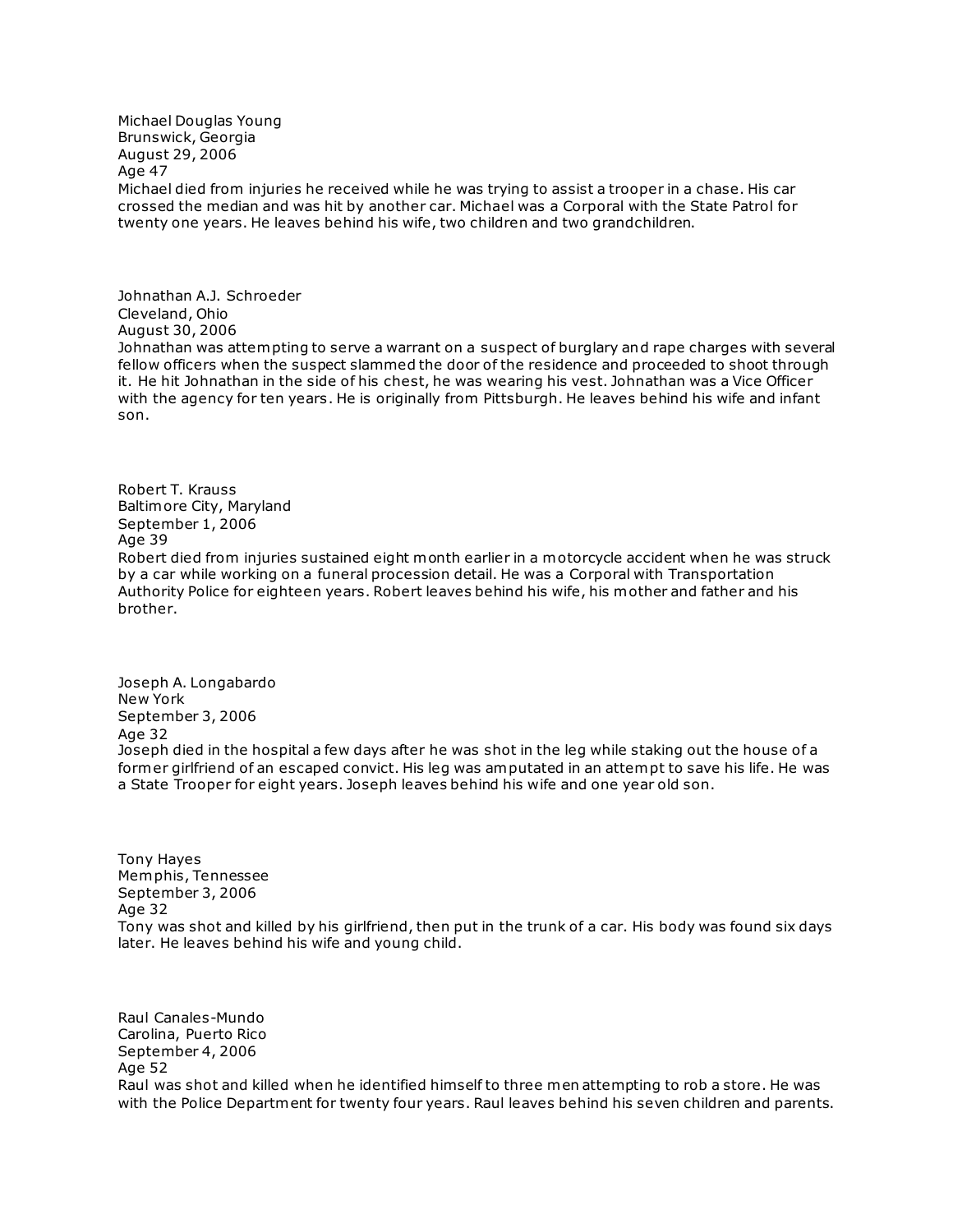Michael Douglas Young
Brunswick, Georgia
August 29, 2006
Age 47
Michael died from injuries he received while he was trying to assist a trooper in a chase. His car crossed the median and was hit by another car. Michael was a Corporal with the State Patrol for twenty one years. He leaves behind his wife, two children and two grandchildren.

Johnathan A.J. Schroeder
Cleveland, Ohio
August 30, 2006
Johnathan was attempting to serve a warrant on a suspect of burglary and rape charges with several fellow officers when the suspect slammed the door of the residence and proceeded to shoot through it. He hit Johnathan in the side of his chest, he was wearing his vest. Johnathan was a Vice Officer with the agency for ten years. He is originally from Pittsburgh. He leaves behind his wife and infant son.

Robert T. Krauss
Baltimore City, Maryland
September 1, 2006
Age 39
Robert died from injuries sustained eight month earlier in a motorcycle accident when he was struck by a car while working on a funeral procession detail. He was a Corporal with Transportation Authority Police for eighteen years. Robert leaves behind his wife, his mother and father and his brother.

Joseph A. Longabardo
New York
September 3, 2006
Age 32
Joseph died in the hospital a few days after he was shot in the leg while staking out the house of a former girlfriend of an escaped convict. His leg was amputated in an attempt to save his life. He was a State Trooper for eight years. Joseph leaves behind his wife and one year old son.

Tony Hayes
Memphis, Tennessee
September 3, 2006
Age 32
Tony was shot and killed by his girlfriend, then put in the trunk of a car. His body was found six days later. He leaves behind his wife and young child.

Raul Canales-Mundo
Carolina, Puerto Rico
September 4, 2006
Age 52
Raul was shot and killed when he identified himself to three men attempting to rob a store. He was with the Police Department for twenty four years. Raul leaves behind his seven children and parents.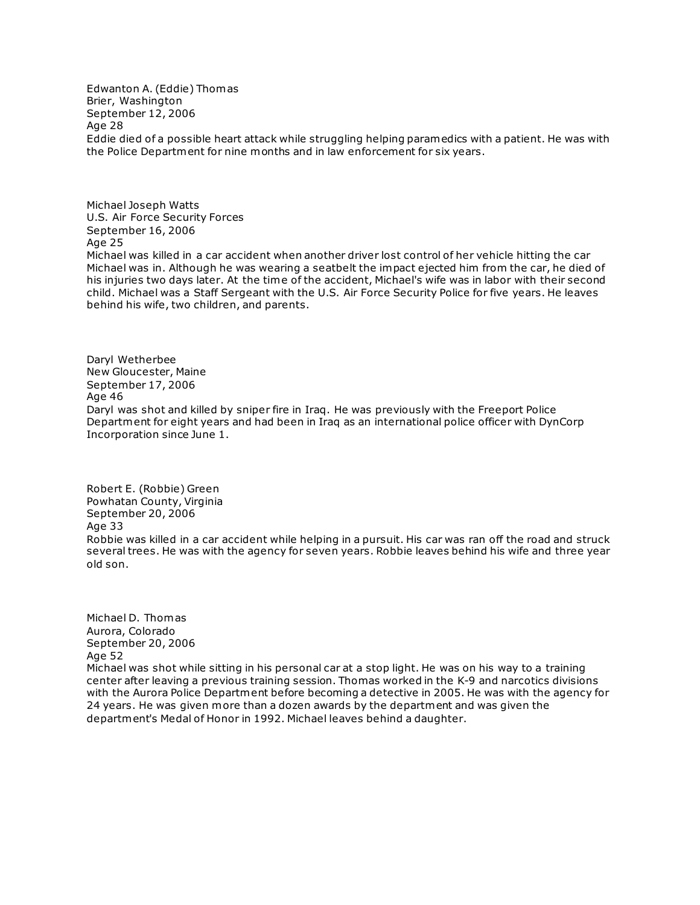Edwanton A. (Eddie) Thomas
Brier, Washington
September 12, 2006
Age 28
Eddie died of a possible heart attack while struggling helping paramedics with a patient. He was with the Police Department for nine months and in law enforcement for six years.

Michael Joseph Watts
U.S. Air Force Security Forces
September 16, 2006
Age 25
Michael was killed in a car accident when another driver lost control of her vehicle hitting the car Michael was in. Although he was wearing a seatbelt the impact ejected him from the car, he died of his injuries two days later. At the time of the accident, Michael's wife was in labor with their second child. Michael was a Staff Sergeant with the U.S. Air Force Security Police for five years. He leaves behind his wife, two children, and parents.

Daryl Wetherbee
New Gloucester, Maine
September 17, 2006
Age 46
Daryl was shot and killed by sniper fire in Iraq. He was previously with the Freeport Police Department for eight years and had been in Iraq as an international police officer with DynCorp Incorporation since June 1.

Robert E. (Robbie) Green
Powhatan County, Virginia
September 20, 2006
Age 33
Robbie was killed in a car accident while helping in a pursuit. His car was ran off the road and struck several trees. He was with the agency for seven years. Robbie leaves behind his wife and three year old son.

Michael D. Thomas
Aurora, Colorado
September 20, 2006
Age 52
Michael was shot while sitting in his personal car at a stop light. He was on his way to a training center after leaving a previous training session. Thomas worked in the K-9 and narcotics divisions with the Aurora Police Department before becoming a detective in 2005. He was with the agency for 24 years. He was given more than a dozen awards by the department and was given the department's Medal of Honor in 1992. Michael leaves behind a daughter.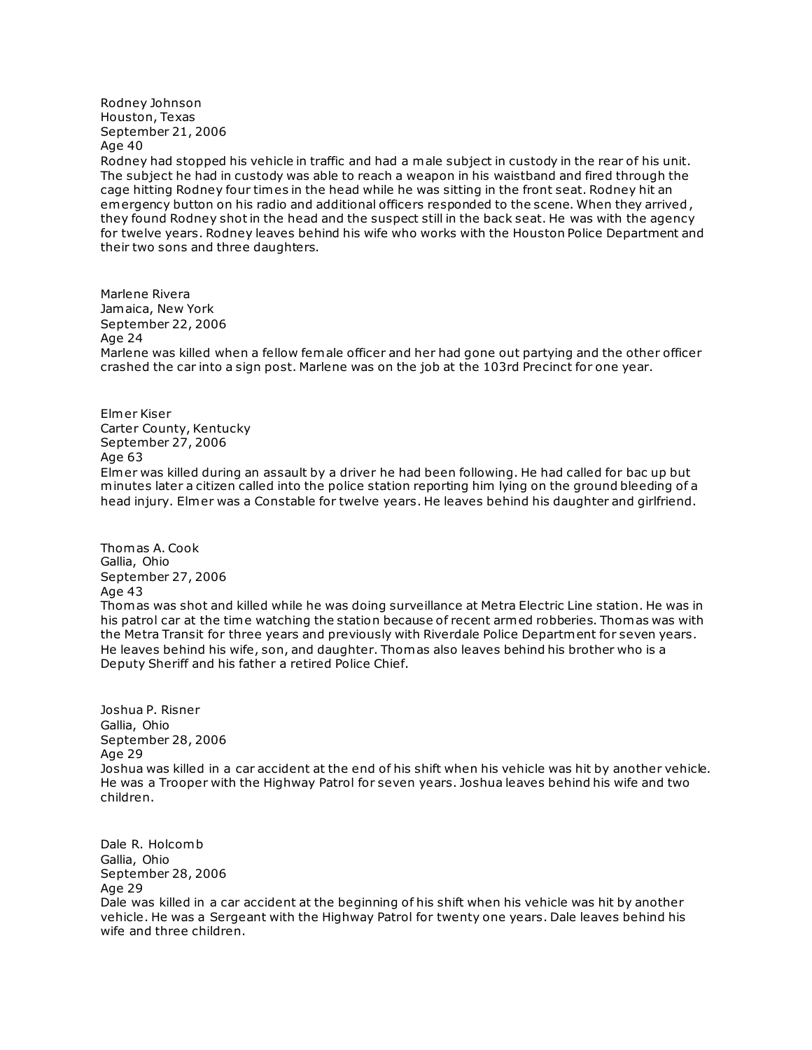Rodney Johnson
Houston, Texas
September 21, 2006
Age 40
Rodney had stopped his vehicle in traffic and had a male subject in custody in the rear of his unit. The subject he had in custody was able to reach a weapon in his waistband and fired through the cage hitting Rodney four times in the head while he was sitting in the front seat. Rodney hit an emergency button on his radio and additional officers responded to the scene. When they arrived, they found Rodney shot in the head and the suspect still in the back seat. He was with the agency for twelve years. Rodney leaves behind his wife who works with the Houston Police Department and their two sons and three daughters.

Marlene Rivera
Jamaica, New York
September 22, 2006
Age 24
Marlene was killed when a fellow female officer and her had gone out partying and the other officer crashed the car into a sign post. Marlene was on the job at the 103rd Precinct for one year.

Elmer Kiser
Carter County, Kentucky
September 27, 2006
Age 63
Elmer was killed during an assault by a driver he had been following. He had called for bac up but minutes later a citizen called into the police station reporting him lying on the ground bleeding of a head injury. Elmer was a Constable for twelve years. He leaves behind his daughter and girlfriend.

Thomas A. Cook
Gallia, Ohio
September 27, 2006
Age 43
Thomas was shot and killed while he was doing surveillance at Metra Electric Line station. He was in his patrol car at the time watching the station because of recent armed robberies. Thomas was with the Metra Transit for three years and previously with Riverdale Police Department for seven years. He leaves behind his wife, son, and daughter. Thomas also leaves behind his brother who is a Deputy Sheriff and his father a retired Police Chief.

Joshua P. Risner
Gallia, Ohio
September 28, 2006
Age 29
Joshua was killed in a car accident at the end of his shift when his vehicle was hit by another vehicle. He was a Trooper with the Highway Patrol for seven years. Joshua leaves behind his wife and two children.

Dale R. Holcomb
Gallia, Ohio
September 28, 2006
Age 29
Dale was killed in a car accident at the beginning of his shift when his vehicle was hit by another vehicle. He was a Sergeant with the Highway Patrol for twenty one years. Dale leaves behind his wife and three children.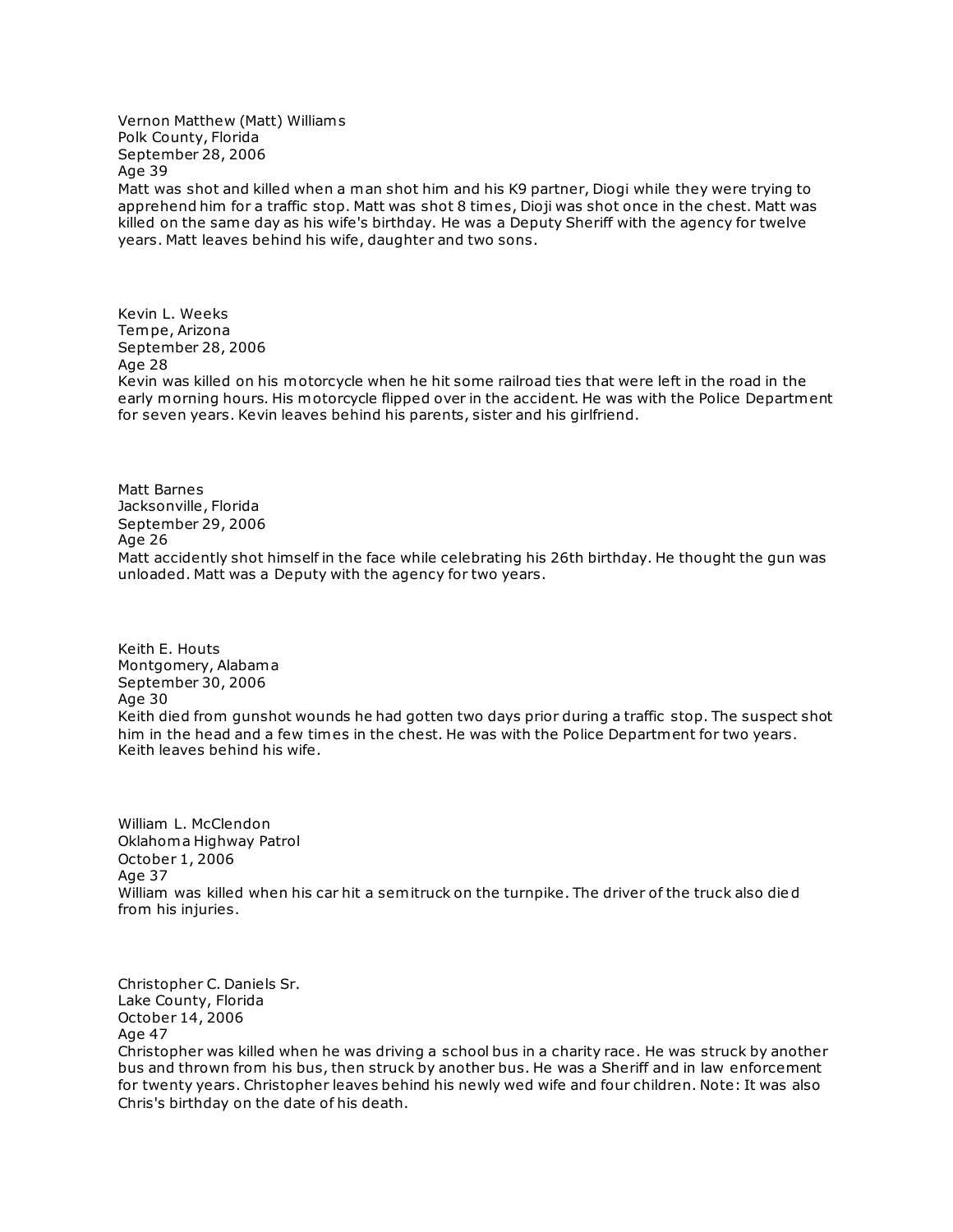Vernon Matthew (Matt) Williams
Polk County, Florida
September 28, 2006
Age 39
Matt was shot and killed when a man shot him and his K9 partner, Diogi while they were trying to apprehend him for a traffic stop. Matt was shot 8 times, Dioji was shot once in the chest. Matt was killed on the same day as his wife's birthday. He was a Deputy Sheriff with the agency for twelve years. Matt leaves behind his wife, daughter and two sons.

Kevin L. Weeks
Tempe, Arizona
September 28, 2006
Age 28
Kevin was killed on his motorcycle when he hit some railroad ties that were left in the road in the early morning hours. His motorcycle flipped over in the accident. He was with the Police Department for seven years. Kevin leaves behind his parents, sister and his girlfriend.

Matt Barnes
Jacksonville, Florida
September 29, 2006
Age 26
Matt accidently shot himself in the face while celebrating his 26th birthday. He thought the gun was unloaded. Matt was a Deputy with the agency for two years.

Keith E. Houts
Montgomery, Alabama
September 30, 2006
Age 30
Keith died from gunshot wounds he had gotten two days prior during a traffic stop. The suspect shot him in the head and a few times in the chest. He was with the Police Department for two years. Keith leaves behind his wife.

William L. McClendon
Oklahoma Highway Patrol
October 1, 2006
Age 37
William was killed when his car hit a semitruck on the turnpike. The driver of the truck also died from his injuries.

Christopher C. Daniels Sr.
Lake County, Florida
October 14, 2006
Age 47
Christopher was killed when he was driving a school bus in a charity race. He was struck by another bus and thrown from his bus, then struck by another bus. He was a Sheriff and in law enforcement for twenty years. Christopher leaves behind his newly wed wife and four children. Note: It was also Chris's birthday on the date of his death.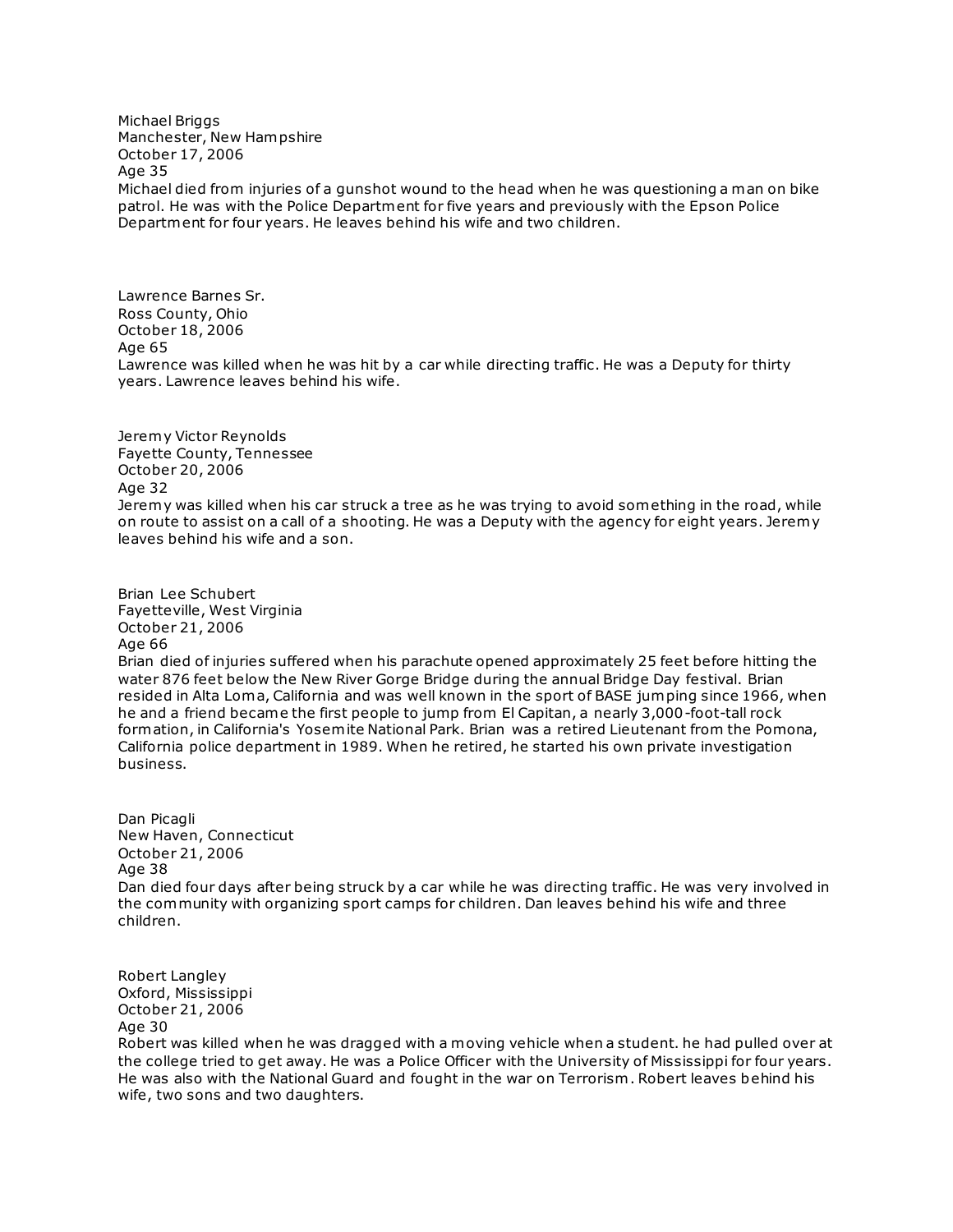Michael Briggs
Manchester, New Hampshire
October 17, 2006
Age 35
Michael died from injuries of a gunshot wound to the head when he was questioning a man on bike patrol. He was with the Police Department for five years and previously with the Epson Police Department for four years. He leaves behind his wife and two children.

Lawrence Barnes Sr.
Ross County, Ohio
October 18, 2006
Age 65
Lawrence was killed when he was hit by a car while directing traffic. He was a Deputy for thirty years. Lawrence leaves behind his wife.

Jeremy Victor Reynolds
Fayette County, Tennessee
October 20, 2006
Age 32
Jeremy was killed when his car struck a tree as he was trying to avoid something in the road, while on route to assist on a call of a shooting. He was a Deputy with the agency for eight years. Jeremy leaves behind his wife and a son.

Brian Lee Schubert
Fayetteville, West Virginia
October 21, 2006
Age 66
Brian died of injuries suffered when his parachute opened approximately 25 feet before hitting the water 876 feet below the New River Gorge Bridge during the annual Bridge Day festival. Brian resided in Alta Loma, California and was well known in the sport of BASE jumping since 1966, when he and a friend became the first people to jump from El Capitan, a nearly 3,000-foot-tall rock formation, in California's Yosemite National Park. Brian was a retired Lieutenant from the Pomona, California police department in 1989. When he retired, he started his own private investigation business.

Dan Picagli
New Haven, Connecticut
October 21, 2006
Age 38
Dan died four days after being struck by a car while he was directing traffic. He was very involved in the community with organizing sport camps for children. Dan leaves behind his wife and three children.

Robert Langley
Oxford, Mississippi
October 21, 2006
Age 30
Robert was killed when he was dragged with a moving vehicle when a student. he had pulled over at the college tried to get away. He was a Police Officer with the University of Mississippi for four years. He was also with the National Guard and fought in the war on Terrorism. Robert leaves behind his wife, two sons and two daughters.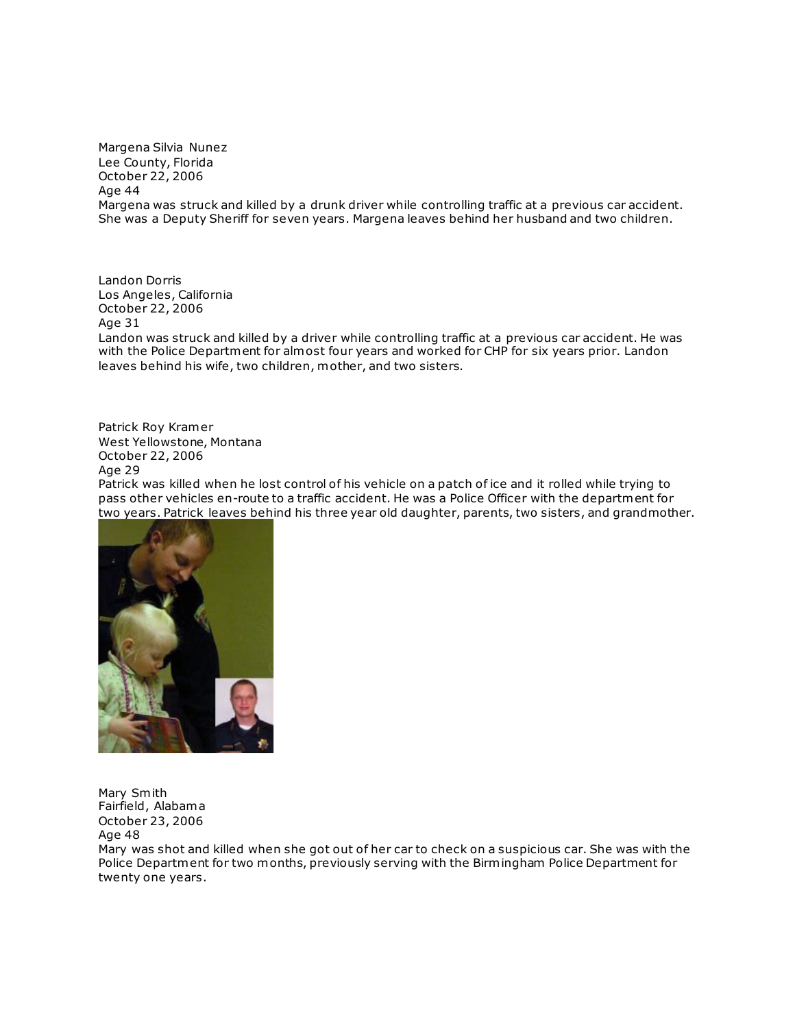Margena Silvia Nunez
Lee County, Florida
October 22, 2006
Age 44
Margena was struck and killed by a drunk driver while controlling traffic at a previous car accident. She was a Deputy Sheriff for seven years. Margena leaves behind her husband and two children.

Landon Dorris
Los Angeles, California
October 22, 2006
Age 31
Landon was struck and killed by a driver while controlling traffic at a previous car accident. He was with the Police Department for almost four years and worked for CHP for six years prior. Landon leaves behind his wife, two children, mother, and two sisters.

Patrick Roy Kramer
West Yellowstone, Montana
October 22, 2006
Age 29
Patrick was killed when he lost control of his vehicle on a patch of ice and it rolled while trying to pass other vehicles en-route to a traffic accident. He was a Police Officer with the department for two years. Patrick leaves behind his three year old daughter, parents, two sisters, and grandmother.

Mary Smith
Fairfield, Alabama
October 23, 2006
Age 48
Mary was shot and killed when she got out of her car to check on a suspicious car. She was with the Police Department for two months, previously serving with the Birmingham Police Department for twenty one years.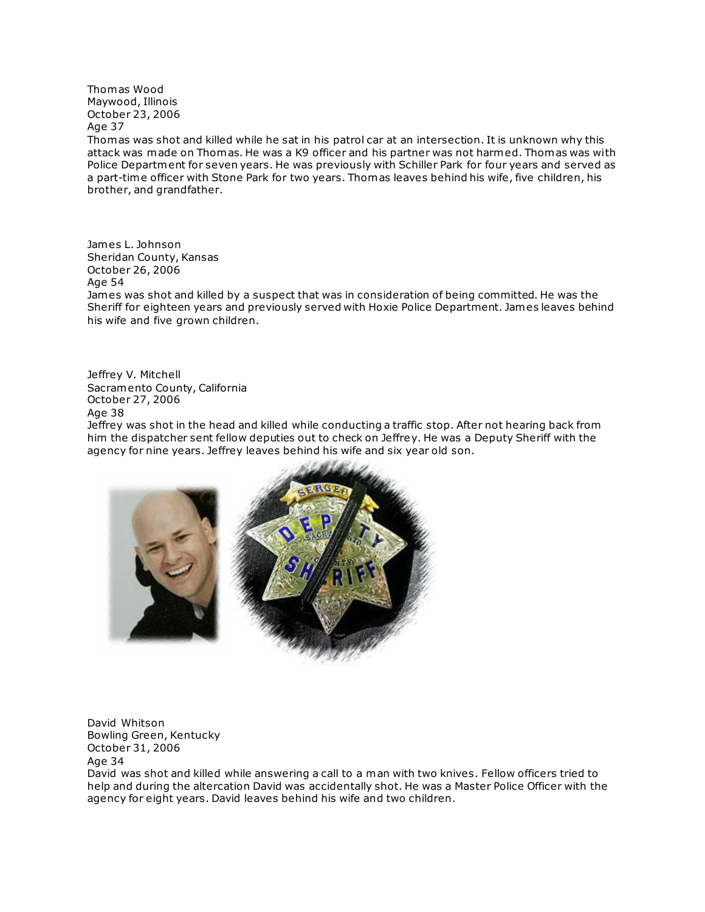Thomas Wood
Maywood, Illinois
October 23, 2006
Age 37

Thomas was shot and killed while he sat in his patrol car at an intersection. It is unknown why this attack was made on Thomas. He was a K9 officer and his partner was not harmed. Thomas was with Police Department for seven years. He was previously with Schiller Park for four years and served as a part-time officer with Stone Park for two years. Thomas leaves behind his wife, five children, his brother, and grandfather.

James L. Johnson
Sheridan County, Kansas
October 26, 2006
Age 54

James was shot and killed by a suspect that was in consideration of being committed. He was the Sheriff for eighteen years and previously served with Hoxie Police Department. James leaves behind his wife and five grown children.

Jeffrey V. Mitchell
Sacramento County, California
October 27, 2006
Age 38

Jeffrey was shot in the head and killed while conducting a traffic stop. After not hearing back from him the dispatcher sent fellow deputies out to check on Jeffrey. He was a Deputy Sheriff with the agency for nine years. Jeffrey leaves behind his wife and six year old son.

David Whitson
Bowling Green, Kentucky
October 31, 2006
Age 34

David was shot and killed while answering a call to a man with two knives. Fellow officers tried to help and during the altercation David was accidentally shot. He was a Master Police Officer with the agency for eight years. David leaves behind his wife and two children.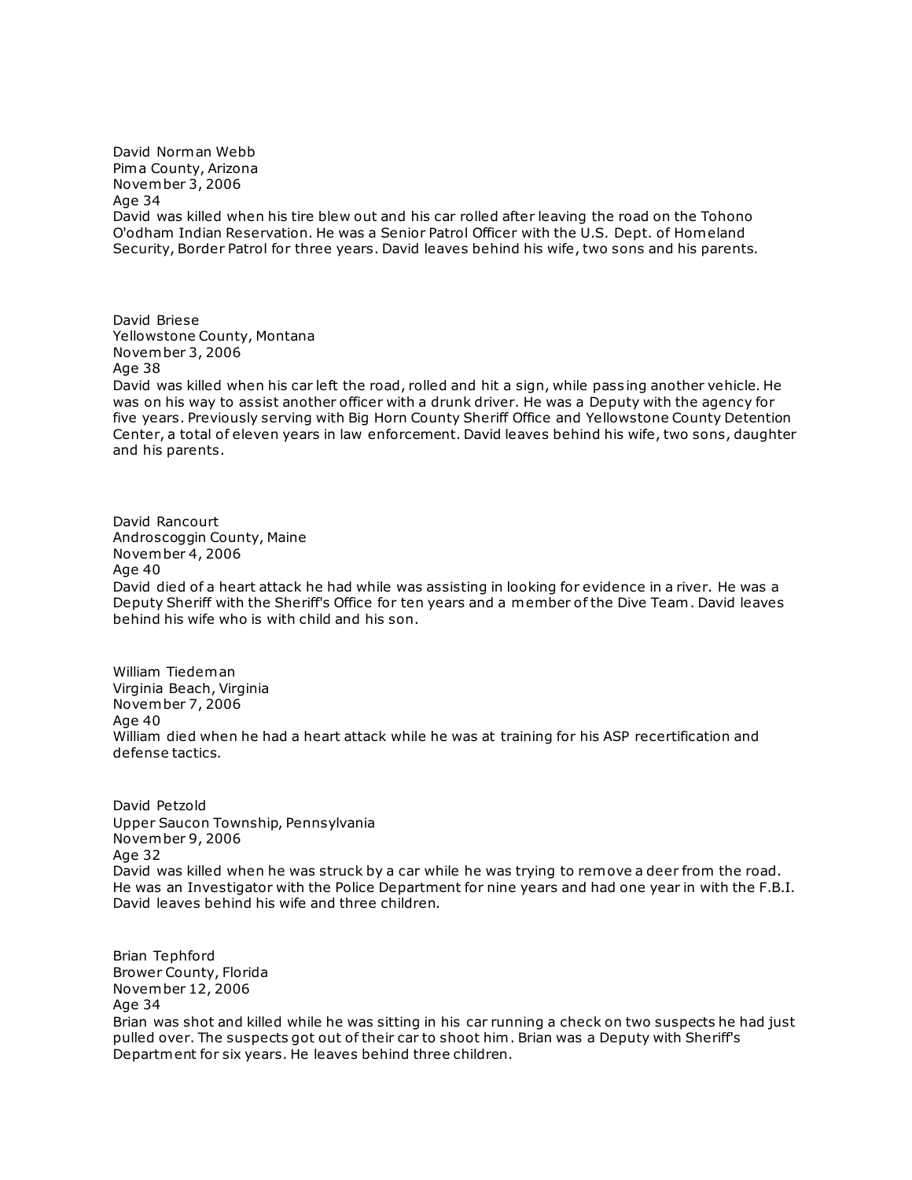David Norman Webb
Pima County, Arizona
November 3, 2006
Age 34
David was killed when his tire blew out and his car rolled after leaving the road on the Tohono O'odham Indian Reservation. He was a Senior Patrol Officer with the U.S. Dept. of Homeland Security, Border Patrol for three years. David leaves behind his wife, two sons and his parents.

David Briese
Yellowstone County, Montana
November 3, 2006
Age 38
David was killed when his car left the road, rolled and hit a sign, while passing another vehicle. He was on his way to assist another officer with a drunk driver. He was a Deputy with the agency for five years. Previously serving with Big Horn County Sheriff Office and Yellowstone County Detention Center, a total of eleven years in law enforcement. David leaves behind his wife, two sons, daughter and his parents.

David Rancourt
Androscoggin County, Maine
November 4, 2006
Age 40
David died of a heart attack he had while was assisting in looking for evidence in a river. He was a Deputy Sheriff with the Sheriff's Office for ten years and a member of the Dive Team. David leaves behind his wife who is with child and his son.

William Tiedeman
Virginia Beach, Virginia
November 7, 2006
Age 40
William died when he had a heart attack while he was at training for his ASP recertification and defense tactics.

David Petzold
Upper Saucon Township, Pennsylvania
November 9, 2006
Age 32
David was killed when he was struck by a car while he was trying to remove a deer from the road. He was an Investigator with the Police Department for nine years and had one year in with the F.B.I. David leaves behind his wife and three children.

Brian Tephford
Brower County, Florida
November 12, 2006
Age 34
Brian was shot and killed while he was sitting in his car running a check on two suspects he had just pulled over. The suspects got out of their car to shoot him. Brian was a Deputy with Sheriff's Department for six years. He leaves behind three children.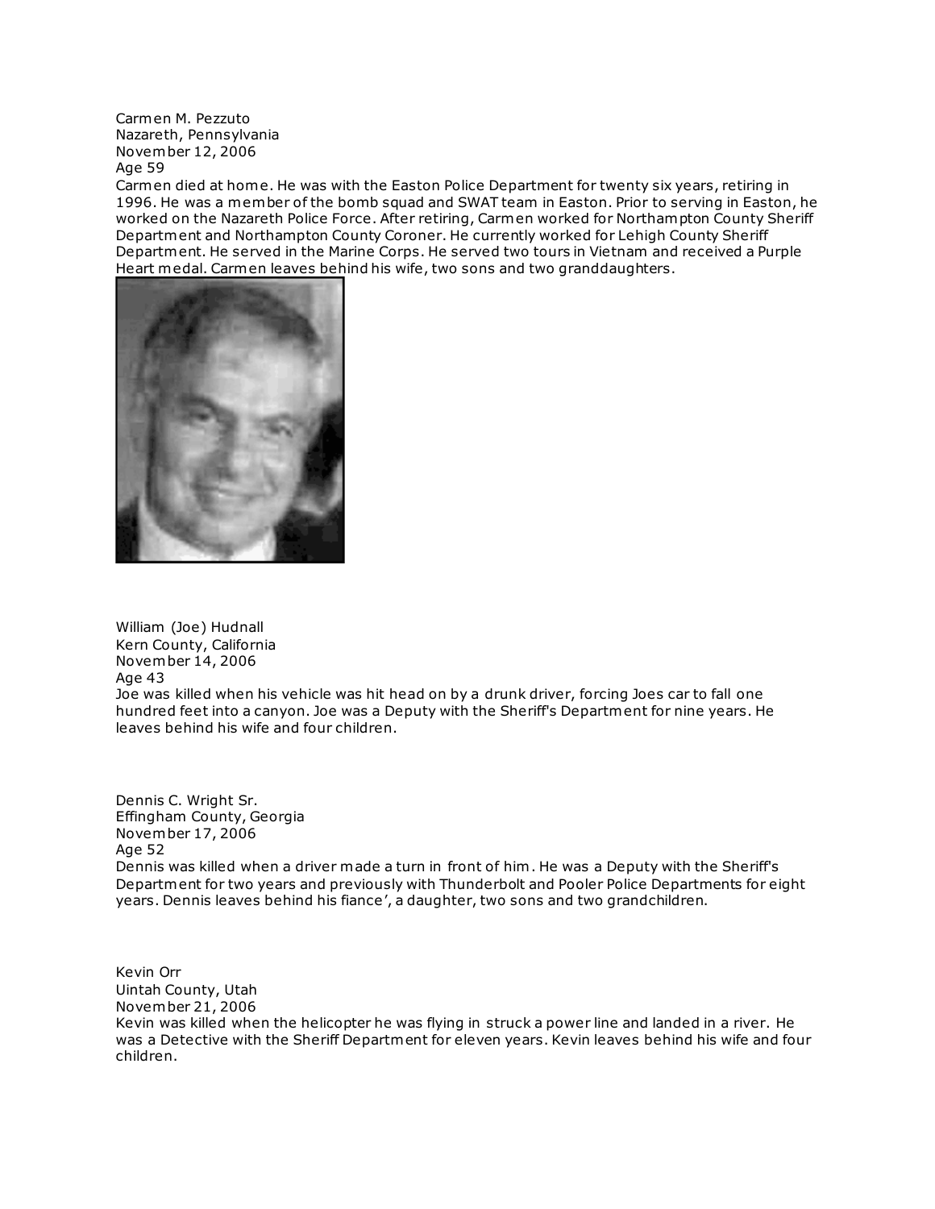Carmen M. Pezzuto
Nazareth, Pennsylvania
November 12, 2006
Age 59
Carmen died at home. He was with the Easton Police Department for twenty six years, retiring in 1996. He was a member of the bomb squad and SWAT team in Easton. Prior to serving in Easton, he worked on the Nazareth Police Force. After retiring, Carmen worked for Northampton County Sheriff Department and Northampton County Coroner. He currently worked for Lehigh County Sheriff Department. He served in the Marine Corps. He served two tours in Vietnam and received a Purple Heart medal. Carmen leaves behind his wife, two sons and two granddaughters.

William (Joe) Hudnall
Kern County, California
November 14, 2006
Age 43
Joe was killed when his vehicle was hit head on by a drunk driver, forcing Joes car to fall one hundred feet into a canyon. Joe was a Deputy with the Sheriff's Department for nine years. He leaves behind his wife and four children.

Dennis C. Wright Sr.
Effingham County, Georgia
November 17, 2006
Age 52
Dennis was killed when a driver made a turn in front of him. He was a Deputy with the Sheriff's Department for two years and previously with Thunderbolt and Pooler Police Departments for eight years. Dennis leaves behind his fiance', a daughter, two sons and two grandchildren.

Kevin Orr
Uintah County, Utah
November 21, 2006
Kevin was killed when the helicopter he was flying in struck a power line and landed in a river. He was a Detective with the Sheriff Department for eleven years. Kevin leaves behind his wife and four children.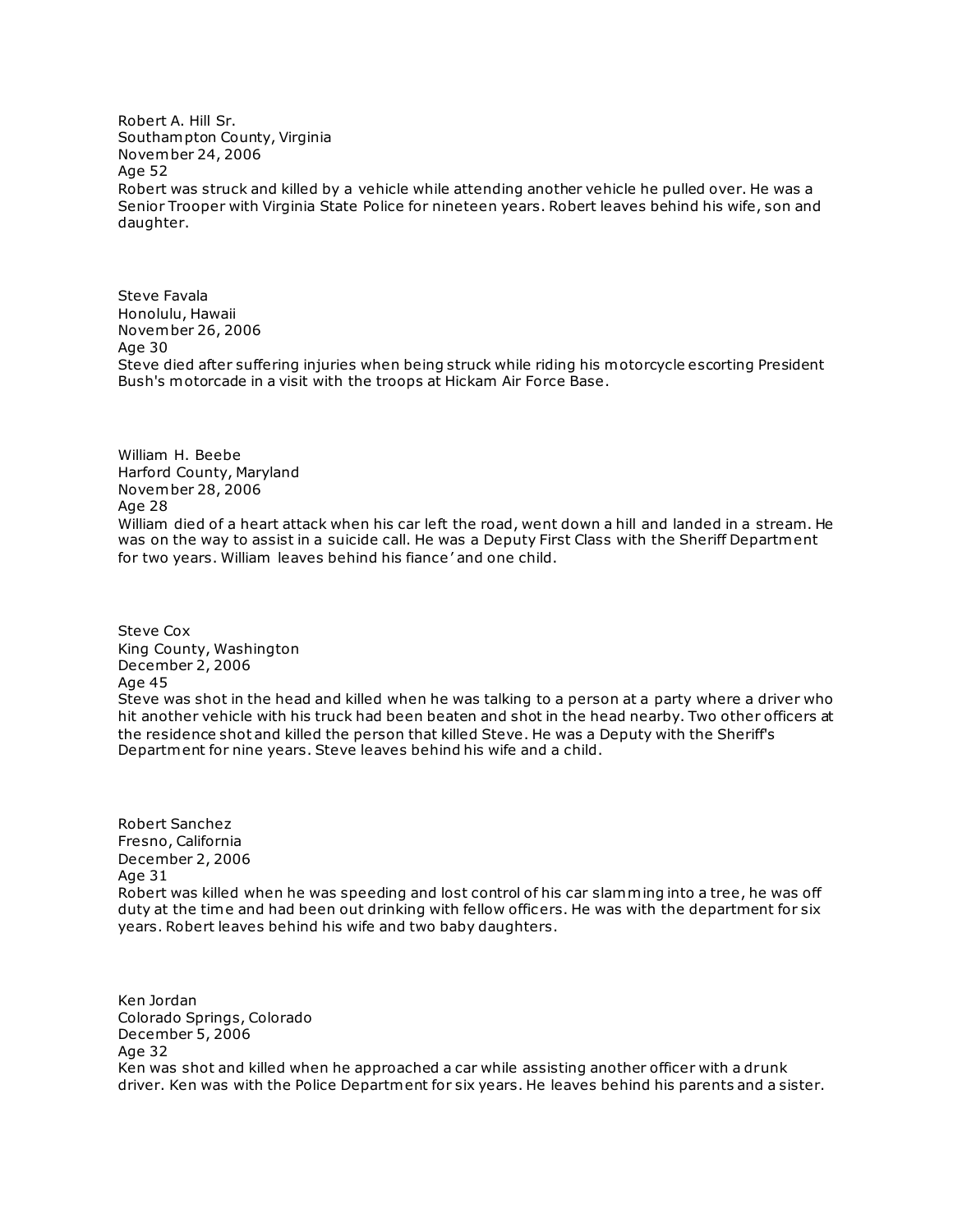Robert A. Hill Sr.
Southampton County, Virginia
November 24, 2006
Age 52
Robert was struck and killed by a vehicle while attending another vehicle he pulled over. He was a Senior Trooper with Virginia State Police for nineteen years. Robert leaves behind his wife, son and daughter.

Steve Favala
Honolulu, Hawaii
November 26, 2006
Age 30
Steve died after suffering injuries when being struck while riding his motorcycle escorting President Bush's motorcade in a visit with the troops at Hickam Air Force Base.

William H. Beebe
Harford County, Maryland
November 28, 2006
Age 28
William died of a heart attack when his car left the road, went down a hill and landed in a stream. He was on the way to assist in a suicide call. He was a Deputy First Class with the Sheriff Department for two years. William leaves behind his fiance' and one child.

Steve Cox
King County, Washington
December 2, 2006
Age 45
Steve was shot in the head and killed when he was talking to a person at a party where a driver who hit another vehicle with his truck had been beaten and shot in the head nearby. Two other officers at the residence shot and killed the person that killed Steve. He was a Deputy with the Sheriff's Department for nine years. Steve leaves behind his wife and a child.

Robert Sanchez
Fresno, California
December 2, 2006
Age 31
Robert was killed when he was speeding and lost control of his car slamming into a tree, he was off duty at the time and had been out drinking with fellow officers. He was with the department for six years. Robert leaves behind his wife and two baby daughters.

Ken Jordan
Colorado Springs, Colorado
December 5, 2006
Age 32
Ken was shot and killed when he approached a car while assisting another officer with a drunk driver. Ken was with the Police Department for six years. He leaves behind his parents and a sister.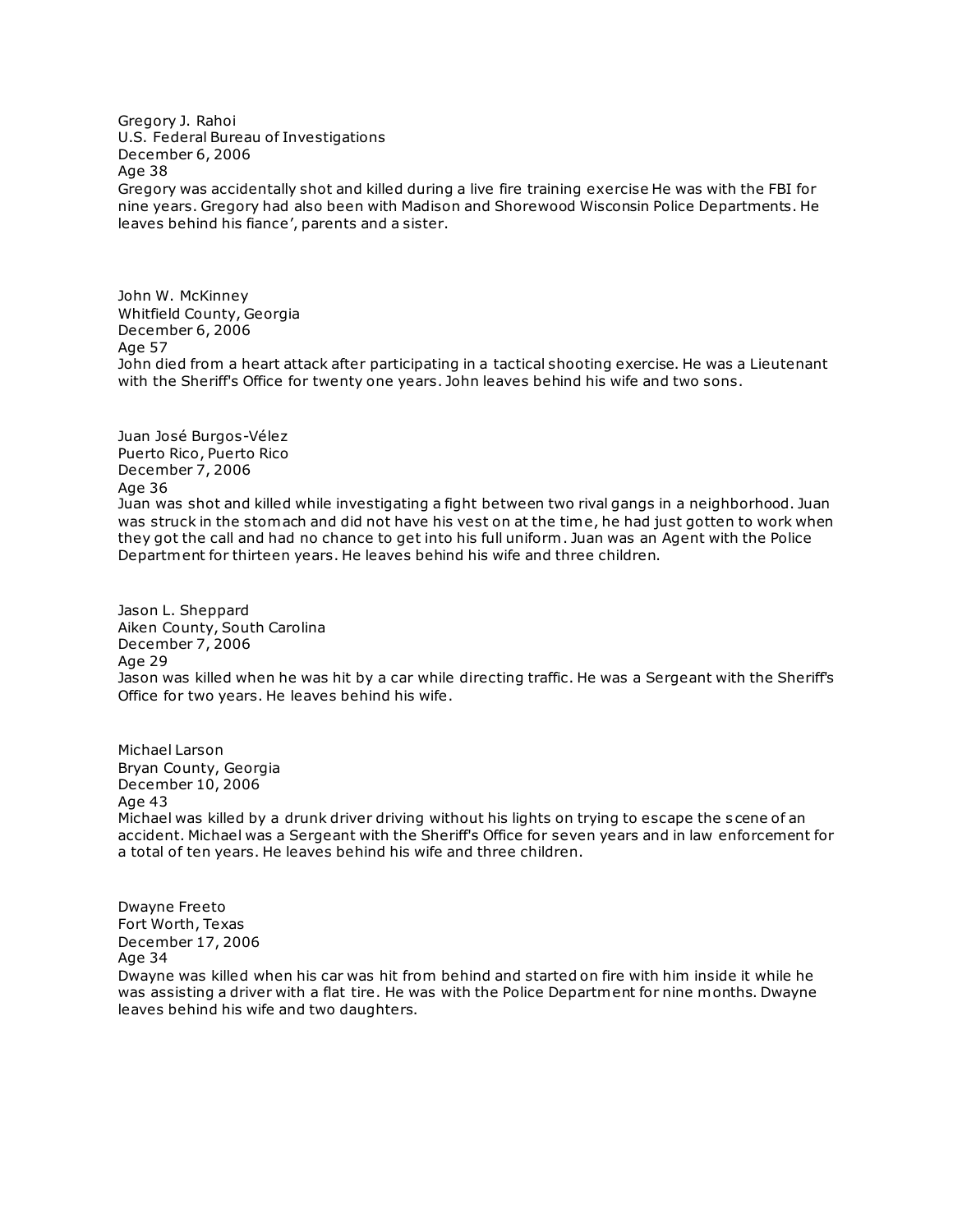Gregory J. Rahoi
U.S. Federal Bureau of Investigations
December 6, 2006
Age 38
Gregory was accidentally shot and killed during a live fire training exercise He was with the FBI for nine years. Gregory had also been with Madison and Shorewood Wisconsin Police Departments. He leaves behind his fiance', parents and a sister.

John W. McKinney
Whitfield County, Georgia
December 6, 2006
Age 57
John died from a heart attack after participating in a tactical shooting exercise. He was a Lieutenant with the Sheriff's Office for twenty one years. John leaves behind his wife and two sons.

Juan José Burgos-Vélez
Puerto Rico, Puerto Rico
December 7, 2006
Age 36
Juan was shot and killed while investigating a fight between two rival gangs in a neighborhood. Juan was struck in the stomach and did not have his vest on at the time, he had just gotten to work when they got the call and had no chance to get into his full uniform. Juan was an Agent with the Police Department for thirteen years. He leaves behind his wife and three children.

Jason L. Sheppard
Aiken County, South Carolina
December 7, 2006
Age 29
Jason was killed when he was hit by a car while directing traffic. He was a Sergeant with the Sheriff's Office for two years. He leaves behind his wife.

Michael Larson
Bryan County, Georgia
December 10, 2006
Age 43
Michael was killed by a drunk driver driving without his lights on trying to escape the scene of an accident. Michael was a Sergeant with the Sheriff's Office for seven years and in law enforcement for a total of ten years. He leaves behind his wife and three children.

Dwayne Freeto
Fort Worth, Texas
December 17, 2006
Age 34
Dwayne was killed when his car was hit from behind and started on fire with him inside it while he was assisting a driver with a flat tire. He was with the Police Department for nine months. Dwayne leaves behind his wife and two daughters.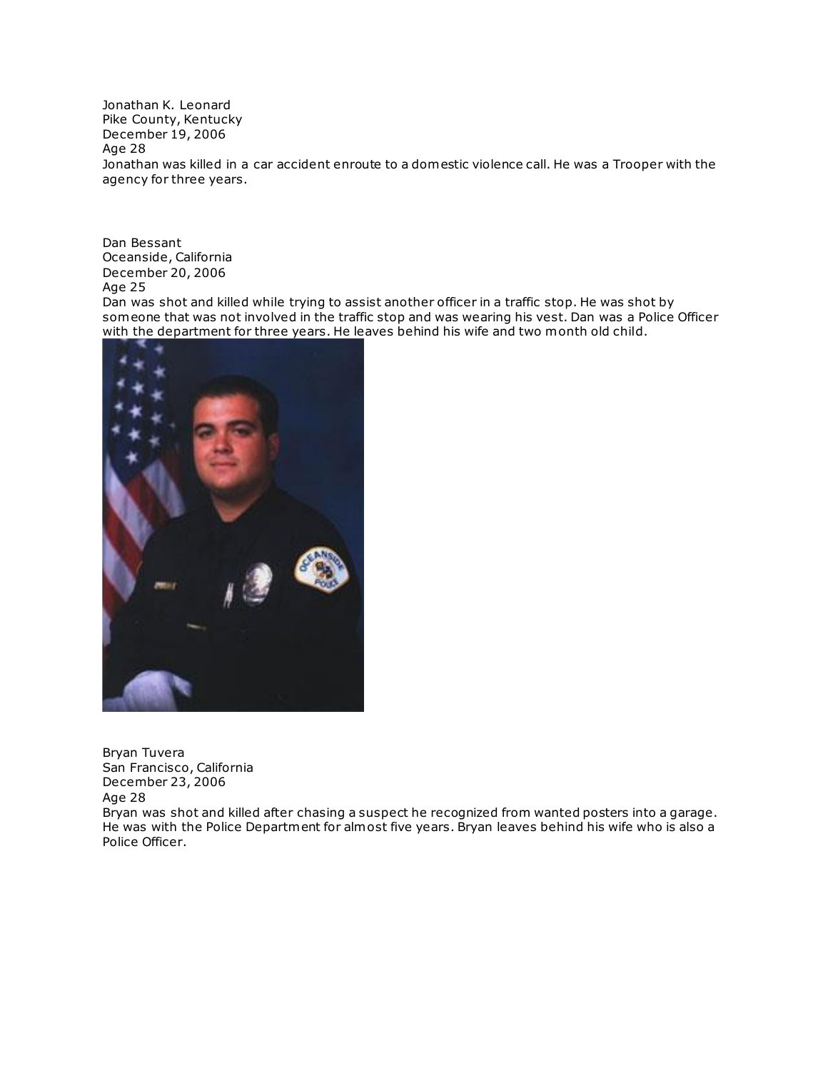Jonathan K. Leonard
Pike County, Kentucky
December 19, 2006
Age 28
Jonathan was killed in a car accident enroute to a domestic violence call. He was a Trooper with the agency for three years.

Dan Bessant
Oceanside, California
December 20, 2006
Age 25
Dan was shot and killed while trying to assist another officer in a traffic stop. He was shot by someone that was not involved in the traffic stop and was wearing his vest. Dan was a Police Officer with the department for three years. He leaves behind his wife and two month old child.

Bryan Tuvera
San Francisco, California
December 23, 2006
Age 28
Bryan was shot and killed after chasing a suspect he recognized from wanted posters into a garage. He was with the Police Department for almost five years. Bryan leaves behind his wife who is also a Police Officer.